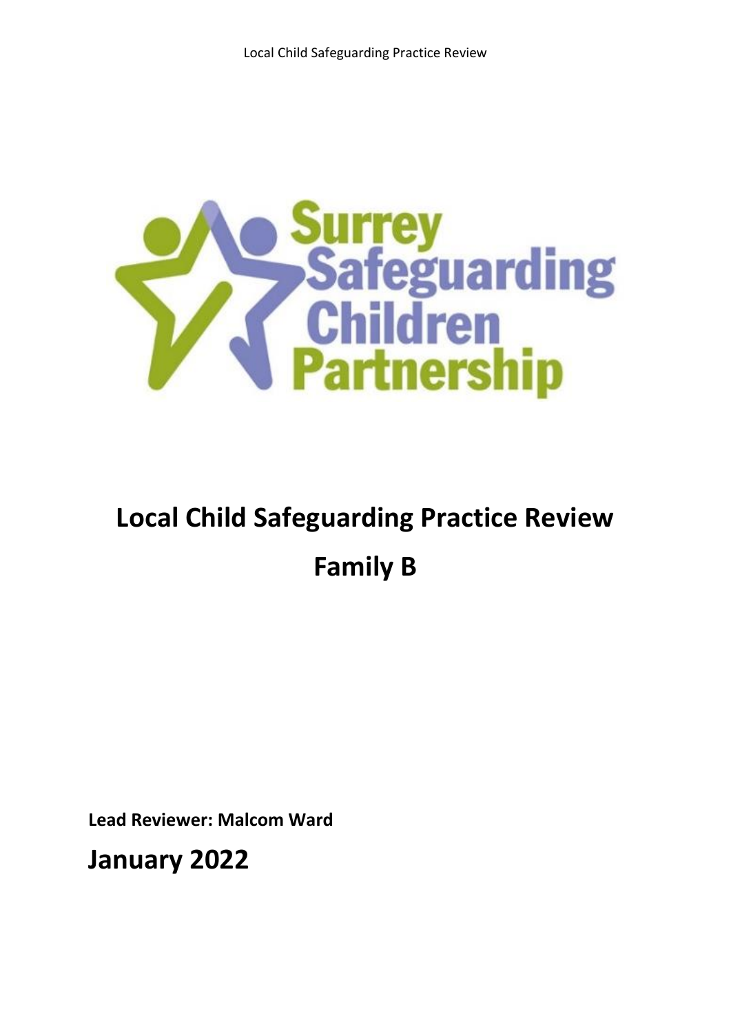Surrey Safeguarding Children Partnership

# Local Child Safeguarding Practice Review

# Family B

**Lead Reviewer: Malcom Ward**

**January 2022**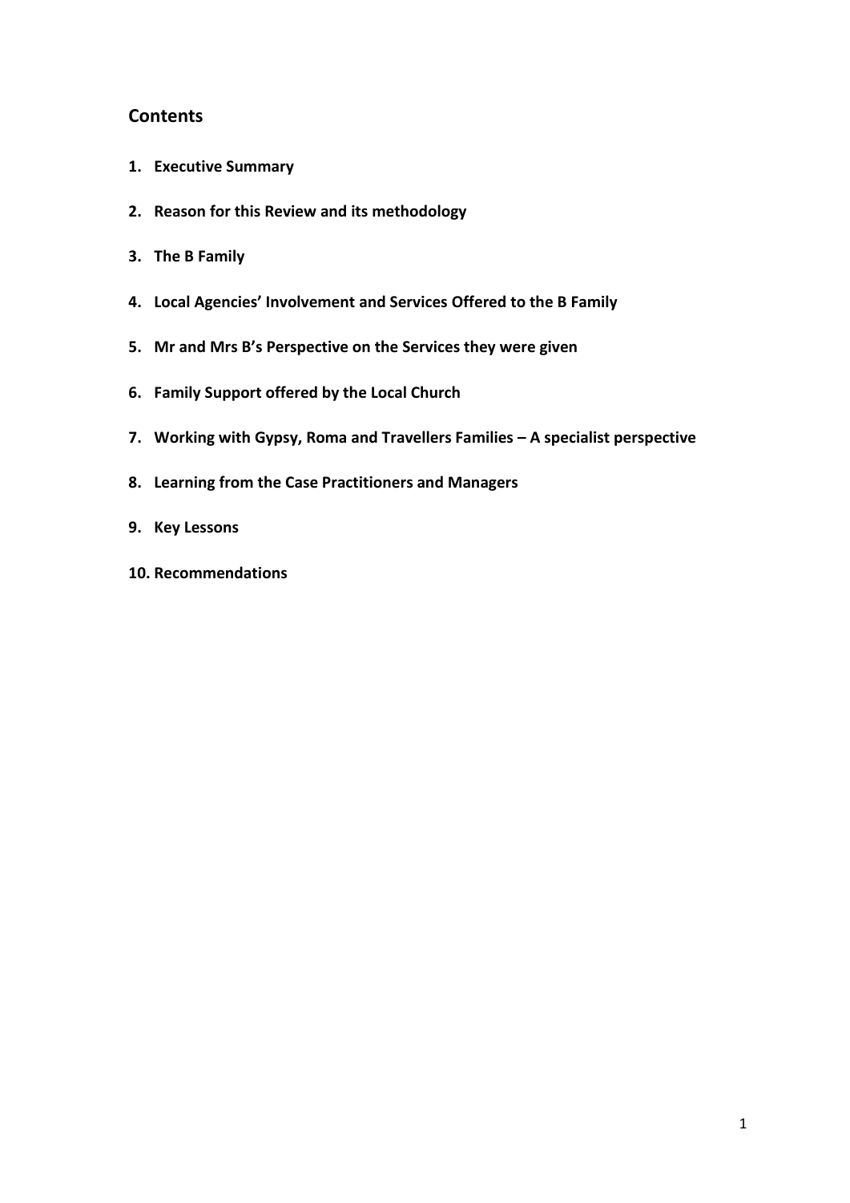## Contents

1. **Executive Summary**
2. **Reason for this Review and its methodology**
3. **The B Family**
4. **Local Agencies' Involvement and Services Offered to the B Family**
5. **Mr and Mrs B's Perspective on the Services they were given**
6. **Family Support offered by the Local Church**
7. **Working with Gypsy, Roma and Travellers Families – A specialist perspective**
8. **Learning from the Case Practitioners and Managers**
9. **Key Lessons**
10. **Recommendations**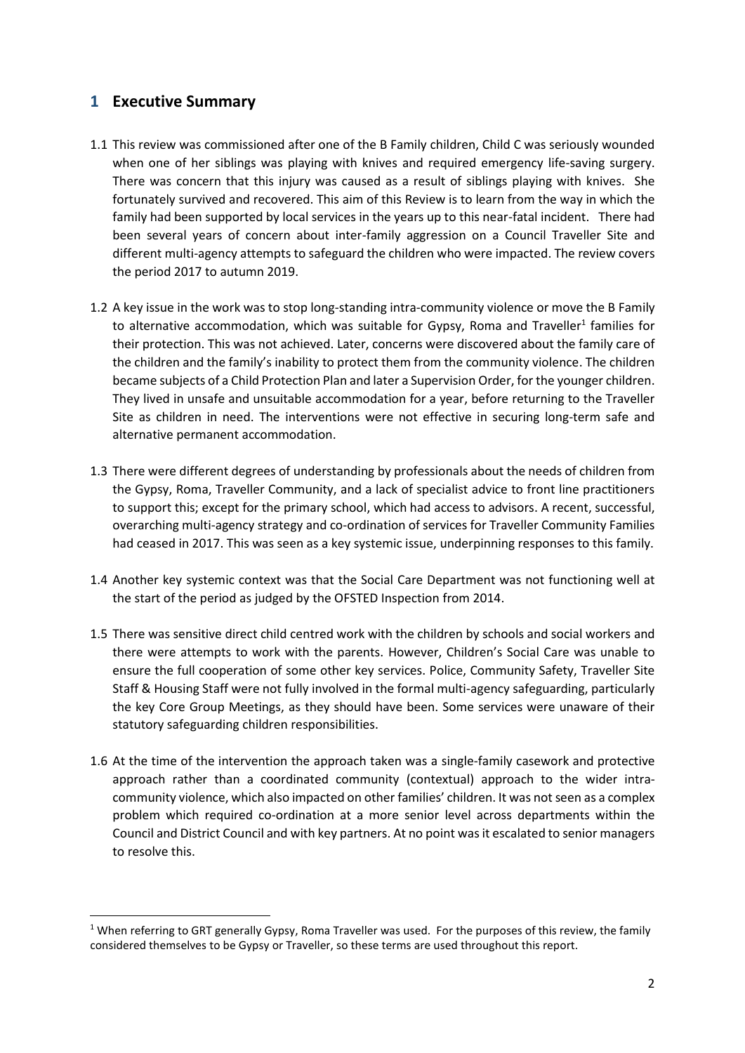# 1 Executive Summary

1.1 This review was commissioned after one of the B Family children, Child C was seriously wounded when one of her siblings was playing with knives and required emergency life-saving surgery. There was concern that this injury was caused as a result of siblings playing with knives. She fortunately survived and recovered. This aim of this Review is to learn from the way in which the family had been supported by local services in the years up to this near-fatal incident. There had been several years of concern about inter-family aggression on a Council Traveller Site and different multi-agency attempts to safeguard the children who were impacted. The review covers the period 2017 to autumn 2019.

1.2 A key issue in the work was to stop long-standing intra-community violence or move the B Family to alternative accommodation, which was suitable for Gypsy, Roma and Traveller[1] families for their protection. This was not achieved. Later, concerns were discovered about the family care of the children and the family's inability to protect them from the community violence. The children became subjects of a Child Protection Plan and later a Supervision Order, for the younger children. They lived in unsafe and unsuitable accommodation for a year, before returning to the Traveller Site as children in need. The interventions were not effective in securing long-term safe and alternative permanent accommodation.

1.3 There were different degrees of understanding by professionals about the needs of children from the Gypsy, Roma, Traveller Community, and a lack of specialist advice to front line practitioners to support this; except for the primary school, which had access to advisors. A recent, successful, overarching multi-agency strategy and co-ordination of services for Traveller Community Families had ceased in 2017. This was seen as a key systemic issue, underpinning responses to this family.

1.4 Another key systemic context was that the Social Care Department was not functioning well at the start of the period as judged by the OFSTED Inspection from 2014.

1.5 There was sensitive direct child centred work with the children by schools and social workers and there were attempts to work with the parents. However, Children's Social Care was unable to ensure the full cooperation of some other key services. Police, Community Safety, Traveller Site Staff & Housing Staff were not fully involved in the formal multi-agency safeguarding, particularly the key Core Group Meetings, as they should have been. Some services were unaware of their statutory safeguarding children responsibilities.

1.6 At the time of the intervention the approach taken was a single-family casework and protective approach rather than a coordinated community (contextual) approach to the wider intra-community violence, which also impacted on other families' children. It was not seen as a complex problem which required co-ordination at a more senior level across departments within the Council and District Council and with key partners. At no point was it escalated to senior managers to resolve this.

[1] When referring to GRT generally Gypsy, Roma Traveller was used. For the purposes of this review, the family considered themselves to be Gypsy or Traveller, so these terms are used throughout this report.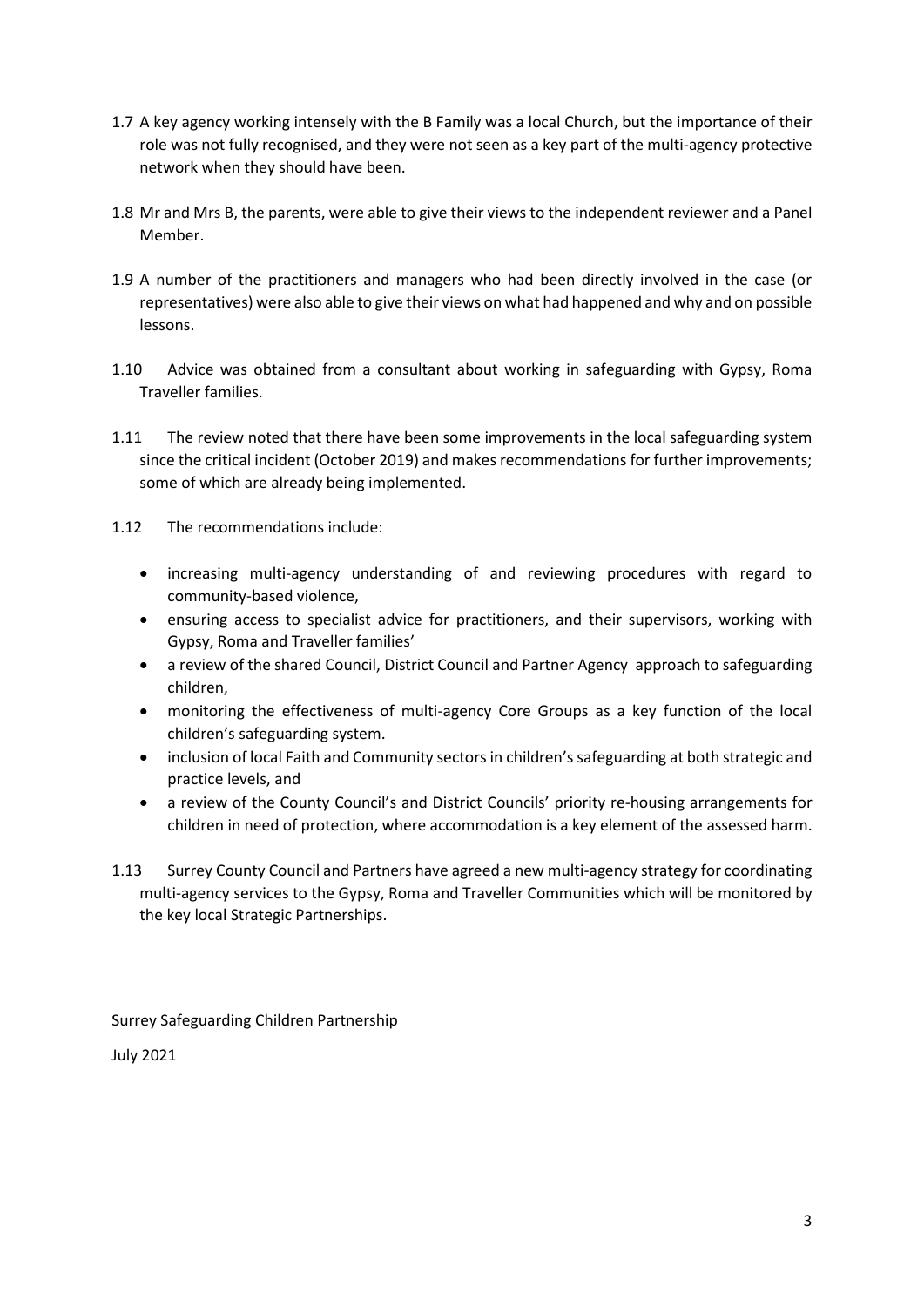1.7 A key agency working intensely with the B Family was a local Church, but the importance of their role was not fully recognised, and they were not seen as a key part of the multi-agency protective network when they should have been.

1.8 Mr and Mrs B, the parents, were able to give their views to the independent reviewer and a Panel Member.

1.9 A number of the practitioners and managers who had been directly involved in the case (or representatives) were also able to give their views on what had happened and why and on possible lessons.

1.10 Advice was obtained from a consultant about working in safeguarding with Gypsy, Roma Traveller families.

1.11 The review noted that there have been some improvements in the local safeguarding system since the critical incident (October 2019) and makes recommendations for further improvements; some of which are already being implemented.

1.12 The recommendations include:

- increasing multi-agency understanding of and reviewing procedures with regard to community-based violence,
- ensuring access to specialist advice for practitioners, and their supervisors, working with Gypsy, Roma and Traveller families'
- a review of the shared Council, District Council and Partner Agency approach to safeguarding children,
- monitoring the effectiveness of multi-agency Core Groups as a key function of the local children's safeguarding system.
- inclusion of local Faith and Community sectors in children's safeguarding at both strategic and practice levels, and
- a review of the County Council's and District Councils' priority re-housing arrangements for children in need of protection, where accommodation is a key element of the assessed harm.

1.13 Surrey County Council and Partners have agreed a new multi-agency strategy for coordinating multi-agency services to the Gypsy, Roma and Traveller Communities which will be monitored by the key local Strategic Partnerships.

Surrey Safeguarding Children Partnership

July 2021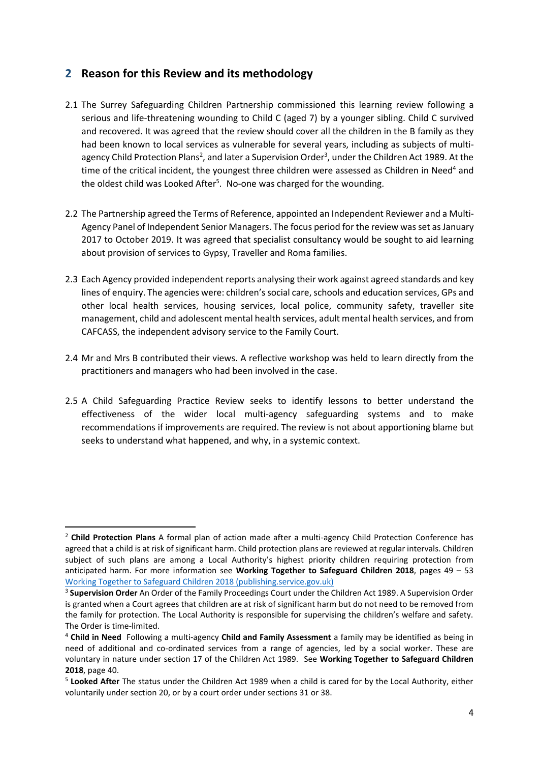## 2 Reason for this Review and its methodology

2.1 The Surrey Safeguarding Children Partnership commissioned this learning review following a serious and life-threatening wounding to Child C (aged 7) by a younger sibling. Child C survived and recovered. It was agreed that the review should cover all the children in the B family as they had been known to local services as vulnerable for several years, including as subjects of multi-agency Child Protection Plans[2], and later a Supervision Order[3], under the Children Act 1989. At the time of the critical incident, the youngest three children were assessed as Children in Need[4] and the oldest child was Looked After[5]. No-one was charged for the wounding.

2.2 The Partnership agreed the Terms of Reference, appointed an Independent Reviewer and a Multi-Agency Panel of Independent Senior Managers. The focus period for the review was set as January 2017 to October 2019. It was agreed that specialist consultancy would be sought to aid learning about provision of services to Gypsy, Traveller and Roma families.

2.3 Each Agency provided independent reports analysing their work against agreed standards and key lines of enquiry. The agencies were: children's social care, schools and education services, GPs and other local health services, housing services, local police, community safety, traveller site management, child and adolescent mental health services, adult mental health services, and from CAFCASS, the independent advisory service to the Family Court.

2.4 Mr and Mrs B contributed their views. A reflective workshop was held to learn directly from the practitioners and managers who had been involved in the case.

2.5 A Child Safeguarding Practice Review seeks to identify lessons to better understand the effectiveness of the wider local multi-agency safeguarding systems and to make recommendations if improvements are required. The review is not about apportioning blame but seeks to understand what happened, and why, in a systemic context.

---

[2] **Child Protection Plans** A formal plan of action made after a multi-agency Child Protection Conference has agreed that a child is at risk of significant harm. Child protection plans are reviewed at regular intervals. Children subject of such plans are among a Local Authority's highest priority children requiring protection from anticipated harm. For more information see **Working Together to Safeguard Children 2018**, pages 49 – 53 [Working Together to Safeguard Children 2018 (publishing.service.gov.uk)](Working Together to Safeguard Children 2018 (publishing.service.gov.uk))

[3] **Supervision Order** An Order of the Family Proceedings Court under the Children Act 1989. A Supervision Order is granted when a Court agrees that children are at risk of significant harm but do not need to be removed from the family for protection. The Local Authority is responsible for supervising the children's welfare and safety. The Order is time-limited.

[4] **Child in Need** Following a multi-agency **Child and Family Assessment** a family may be identified as being in need of additional and co-ordinated services from a range of agencies, led by a social worker. These are voluntary in nature under section 17 of the Children Act 1989. See **Working Together to Safeguard Children 2018**, page 40.

[5] **Looked After** The status under the Children Act 1989 when a child is cared for by the Local Authority, either voluntarily under section 20, or by a court order under sections 31 or 38.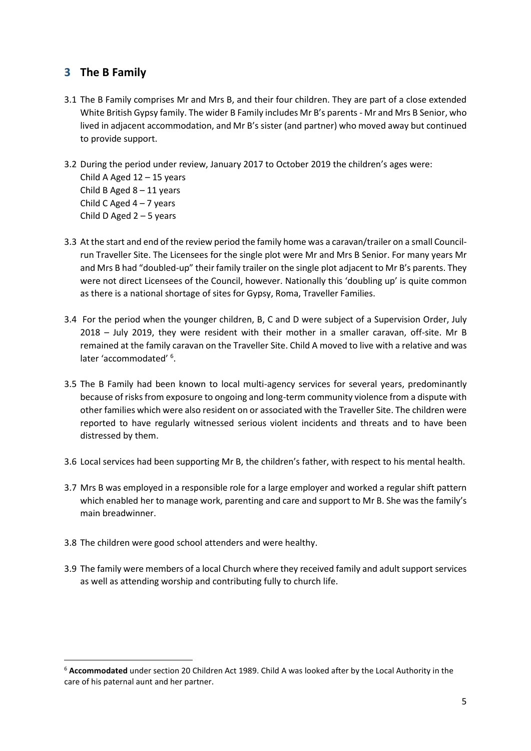## 3 The B Family

3.1 The B Family comprises Mr and Mrs B, and their four children. They are part of a close extended White British Gypsy family. The wider B Family includes Mr B's parents - Mr and Mrs B Senior, who lived in adjacent accommodation, and Mr B's sister (and partner) who moved away but continued to provide support.

3.2 During the period under review, January 2017 to October 2019 the children's ages were:
Child A Aged 12 – 15 years
Child B Aged 8 – 11 years
Child C Aged 4 – 7 years
Child D Aged 2 – 5 years

3.3 At the start and end of the review period the family home was a caravan/trailer on a small Council-run Traveller Site. The Licensees for the single plot were Mr and Mrs B Senior. For many years Mr and Mrs B had "doubled-up" their family trailer on the single plot adjacent to Mr B's parents. They were not direct Licensees of the Council, however. Nationally this 'doubling up' is quite common as there is a national shortage of sites for Gypsy, Roma, Traveller Families.

3.4 For the period when the younger children, B, C and D were subject of a Supervision Order, July 2018 – July 2019, they were resident with their mother in a smaller caravan, off-site. Mr B remained at the family caravan on the Traveller Site. Child A moved to live with a relative and was later 'accommodated' [6].

3.5 The B Family had been known to local multi-agency services for several years, predominantly because of risks from exposure to ongoing and long-term community violence from a dispute with other families which were also resident on or associated with the Traveller Site. The children were reported to have regularly witnessed serious violent incidents and threats and to have been distressed by them.

3.6 Local services had been supporting Mr B, the children's father, with respect to his mental health.

3.7 Mrs B was employed in a responsible role for a large employer and worked a regular shift pattern which enabled her to manage work, parenting and care and support to Mr B. She was the family's main breadwinner.

3.8 The children were good school attenders and were healthy.

3.9 The family were members of a local Church where they received family and adult support services as well as attending worship and contributing fully to church life.

[6] **Accommodated** under section 20 Children Act 1989. Child A was looked after by the Local Authority in the care of his paternal aunt and her partner.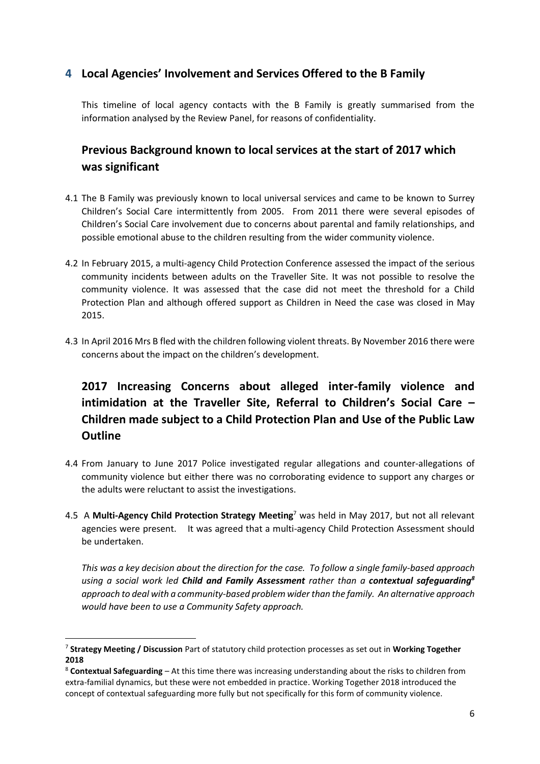## 4 Local Agencies' Involvement and Services Offered to the B Family

This timeline of local agency contacts with the B Family is greatly summarised from the information analysed by the Review Panel, for reasons of confidentiality.

### Previous Background known to local services at the start of 2017 which was significant

4.1 The B Family was previously known to local universal services and came to be known to Surrey Children's Social Care intermittently from 2005. From 2011 there were several episodes of Children's Social Care involvement due to concerns about parental and family relationships, and possible emotional abuse to the children resulting from the wider community violence.

4.2 In February 2015, a multi-agency Child Protection Conference assessed the impact of the serious community incidents between adults on the Traveller Site. It was not possible to resolve the community violence. It was assessed that the case did not meet the threshold for a Child Protection Plan and although offered support as Children in Need the case was closed in May 2015.

4.3 In April 2016 Mrs B fled with the children following violent threats. By November 2016 there were concerns about the impact on the children's development.

### 2017 Increasing Concerns about alleged inter-family violence and intimidation at the Traveller Site, Referral to Children's Social Care – Children made subject to a Child Protection Plan and Use of the Public Law Outline

4.4 From January to June 2017 Police investigated regular allegations and counter-allegations of community violence but either there was no corroborating evidence to support any charges or the adults were reluctant to assist the investigations.

4.5 A **Multi-Agency Child Protection Strategy Meeting**[7] was held in May 2017, but not all relevant agencies were present. It was agreed that a multi-agency Child Protection Assessment should be undertaken.

*This was a key decision about the direction for the case. To follow a single family-based approach using a social work led **Child and Family Assessment** rather than a **contextual safeguarding**[8] approach to deal with a community-based problem wider than the family. An alternative approach would have been to use a Community Safety approach.*

---

[7] **Strategy Meeting / Discussion** Part of statutory child protection processes as set out in **Working Together 2018**

[8] **Contextual Safeguarding** – At this time there was increasing understanding about the risks to children from extra-familial dynamics, but these were not embedded in practice. Working Together 2018 introduced the concept of contextual safeguarding more fully but not specifically for this form of community violence.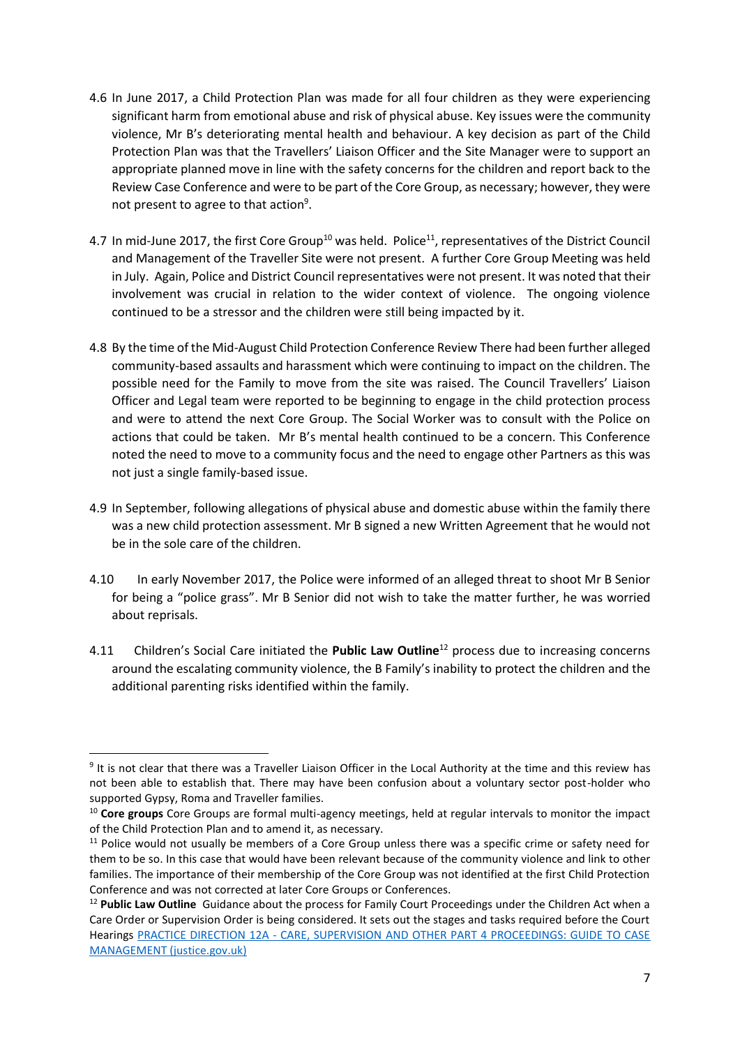4.6 In June 2017, a Child Protection Plan was made for all four children as they were experiencing significant harm from emotional abuse and risk of physical abuse. Key issues were the community violence, Mr B's deteriorating mental health and behaviour. A key decision as part of the Child Protection Plan was that the Travellers' Liaison Officer and the Site Manager were to support an appropriate planned move in line with the safety concerns for the children and report back to the Review Case Conference and were to be part of the Core Group, as necessary; however, they were not present to agree to that action[9].

4.7 In mid-June 2017, the first Core Group[10] was held. Police[11], representatives of the District Council and Management of the Traveller Site were not present. A further Core Group Meeting was held in July. Again, Police and District Council representatives were not present. It was noted that their involvement was crucial in relation to the wider context of violence. The ongoing violence continued to be a stressor and the children were still being impacted by it.

4.8 By the time of the Mid-August Child Protection Conference Review There had been further alleged community-based assaults and harassment which were continuing to impact on the children. The possible need for the Family to move from the site was raised. The Council Travellers' Liaison Officer and Legal team were reported to be beginning to engage in the child protection process and were to attend the next Core Group. The Social Worker was to consult with the Police on actions that could be taken. Mr B's mental health continued to be a concern. This Conference noted the need to move to a community focus and the need to engage other Partners as this was not just a single family-based issue.

4.9 In September, following allegations of physical abuse and domestic abuse within the family there was a new child protection assessment. Mr B signed a new Written Agreement that he would not be in the sole care of the children.

4.10 In early November 2017, the Police were informed of an alleged threat to shoot Mr B Senior for being a "police grass". Mr B Senior did not wish to take the matter further, he was worried about reprisals.

4.11 Children's Social Care initiated the **Public Law Outline**[12] process due to increasing concerns around the escalating community violence, the B Family's inability to protect the children and the additional parenting risks identified within the family.

---

[9] It is not clear that there was a Traveller Liaison Officer in the Local Authority at the time and this review has not been able to establish that. There may have been confusion about a voluntary sector post-holder who supported Gypsy, Roma and Traveller families.

[10] **Core groups** Core Groups are formal multi-agency meetings, held at regular intervals to monitor the impact of the Child Protection Plan and to amend it, as necessary.

[11] Police would not usually be members of a Core Group unless there was a specific crime or safety need for them to be so. In this case that would have been relevant because of the community violence and link to other families. The importance of their membership of the Core Group was not identified at the first Child Protection Conference and was not corrected at later Core Groups or Conferences.

[12] **Public Law Outline** Guidance about the process for Family Court Proceedings under the Children Act when a Care Order or Supervision Order is being considered. It sets out the stages and tasks required before the Court Hearings [PRACTICE DIRECTION 12A - CARE, SUPERVISION AND OTHER PART 4 PROCEEDINGS: GUIDE TO CASE MANAGEMENT (justice.gov.uk)]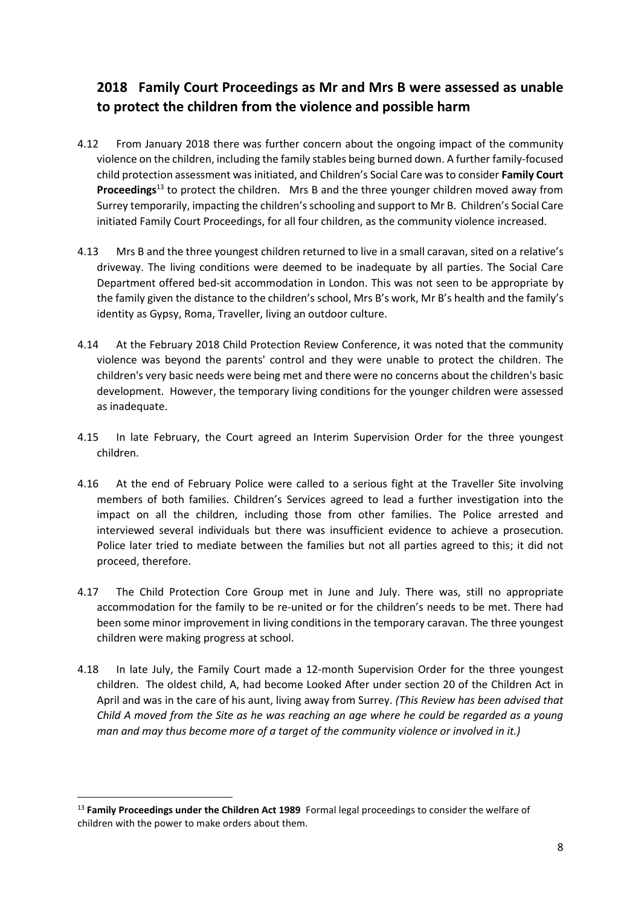## 2018 Family Court Proceedings as Mr and Mrs B were assessed as unable to protect the children from the violence and possible harm

4.12 From January 2018 there was further concern about the ongoing impact of the community violence on the children, including the family stables being burned down. A further family-focused child protection assessment was initiated, and Children's Social Care was to consider **Family Court Proceedings**[13] to protect the children. Mrs B and the three younger children moved away from Surrey temporarily, impacting the children's schooling and support to Mr B. Children's Social Care initiated Family Court Proceedings, for all four children, as the community violence increased.

4.13 Mrs B and the three youngest children returned to live in a small caravan, sited on a relative's driveway. The living conditions were deemed to be inadequate by all parties. The Social Care Department offered bed-sit accommodation in London. This was not seen to be appropriate by the family given the distance to the children's school, Mrs B's work, Mr B's health and the family's identity as Gypsy, Roma, Traveller, living an outdoor culture.

4.14 At the February 2018 Child Protection Review Conference, it was noted that the community violence was beyond the parents' control and they were unable to protect the children. The children's very basic needs were being met and there were no concerns about the children's basic development. However, the temporary living conditions for the younger children were assessed as inadequate.

4.15 In late February, the Court agreed an Interim Supervision Order for the three youngest children.

4.16 At the end of February Police were called to a serious fight at the Traveller Site involving members of both families. Children's Services agreed to lead a further investigation into the impact on all the children, including those from other families. The Police arrested and interviewed several individuals but there was insufficient evidence to achieve a prosecution. Police later tried to mediate between the families but not all parties agreed to this; it did not proceed, therefore.

4.17 The Child Protection Core Group met in June and July. There was, still no appropriate accommodation for the family to be re-united or for the children's needs to be met. There had been some minor improvement in living conditions in the temporary caravan. The three youngest children were making progress at school.

4.18 In late July, the Family Court made a 12-month Supervision Order for the three youngest children. The oldest child, A, had become Looked After under section 20 of the Children Act in April and was in the care of his aunt, living away from Surrey. *(This Review has been advised that Child A moved from the Site as he was reaching an age where he could be regarded as a young man and may thus become more of a target of the community violence or involved in it.)*

---

[13] **Family Proceedings under the Children Act 1989** Formal legal proceedings to consider the welfare of children with the power to make orders about them.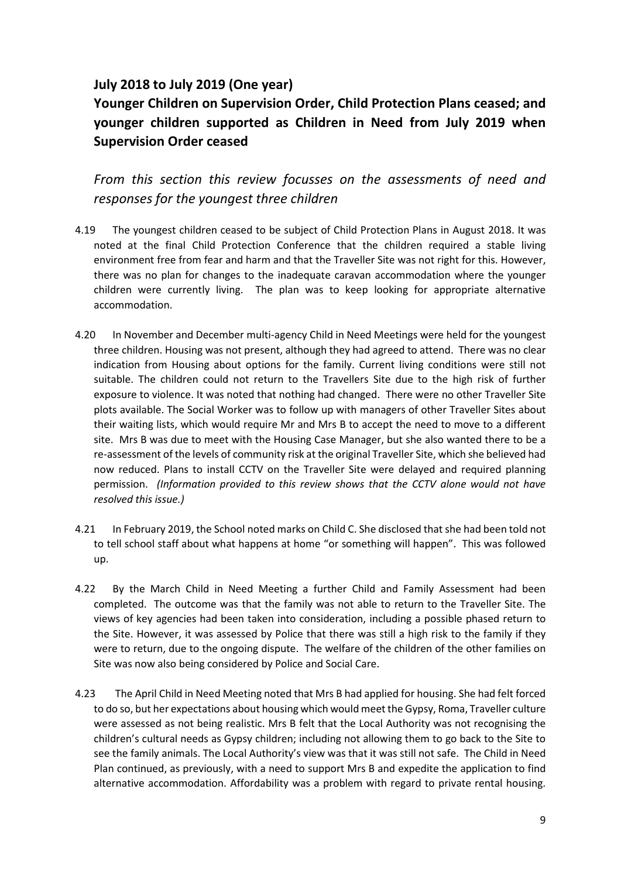## July 2018 to July 2019 (One year)

## Younger Children on Supervision Order, Child Protection Plans ceased; and younger children supported as Children in Need from July 2019 when Supervision Order ceased

*From this section this review focusses on the assessments of need and responses for the youngest three children*

4.19 The youngest children ceased to be subject of Child Protection Plans in August 2018. It was noted at the final Child Protection Conference that the children required a stable living environment free from fear and harm and that the Traveller Site was not right for this. However, there was no plan for changes to the inadequate caravan accommodation where the younger children were currently living. The plan was to keep looking for appropriate alternative accommodation.

4.20 In November and December multi-agency Child in Need Meetings were held for the youngest three children. Housing was not present, although they had agreed to attend. There was no clear indication from Housing about options for the family. Current living conditions were still not suitable. The children could not return to the Travellers Site due to the high risk of further exposure to violence. It was noted that nothing had changed. There were no other Traveller Site plots available. The Social Worker was to follow up with managers of other Traveller Sites about their waiting lists, which would require Mr and Mrs B to accept the need to move to a different site. Mrs B was due to meet with the Housing Case Manager, but she also wanted there to be a re-assessment of the levels of community risk at the original Traveller Site, which she believed had now reduced. Plans to install CCTV on the Traveller Site were delayed and required planning permission. *(Information provided to this review shows that the CCTV alone would not have resolved this issue.)*

4.21 In February 2019, the School noted marks on Child C. She disclosed that she had been told not to tell school staff about what happens at home "or something will happen". This was followed up.

4.22 By the March Child in Need Meeting a further Child and Family Assessment had been completed. The outcome was that the family was not able to return to the Traveller Site. The views of key agencies had been taken into consideration, including a possible phased return to the Site. However, it was assessed by Police that there was still a high risk to the family if they were to return, due to the ongoing dispute. The welfare of the children of the other families on Site was now also being considered by Police and Social Care.

4.23 The April Child in Need Meeting noted that Mrs B had applied for housing. She had felt forced to do so, but her expectations about housing which would meet the Gypsy, Roma, Traveller culture were assessed as not being realistic. Mrs B felt that the Local Authority was not recognising the children's cultural needs as Gypsy children; including not allowing them to go back to the Site to see the family animals. The Local Authority's view was that it was still not safe. The Child in Need Plan continued, as previously, with a need to support Mrs B and expedite the application to find alternative accommodation. Affordability was a problem with regard to private rental housing.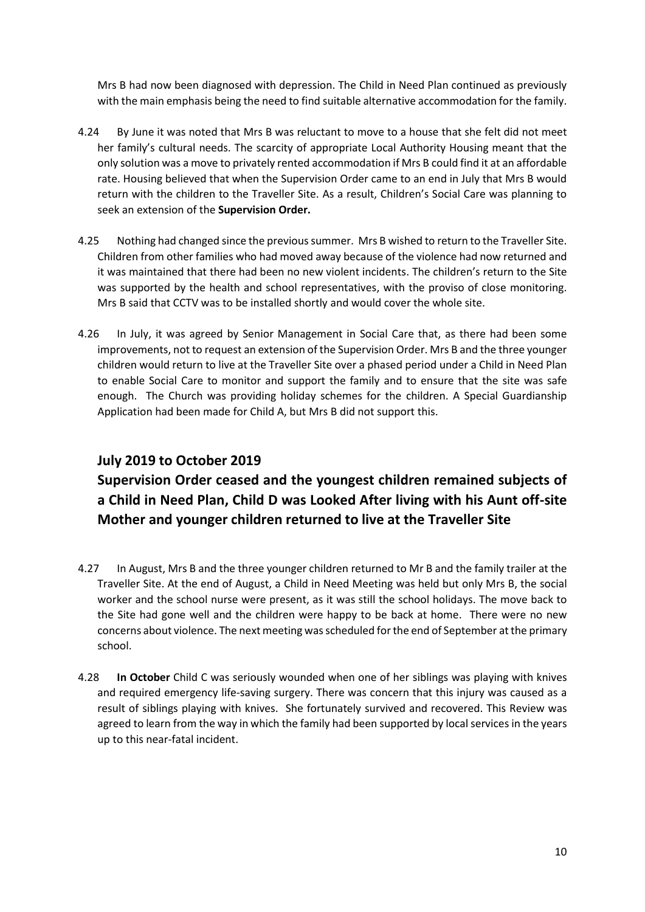Mrs B had now been diagnosed with depression. The Child in Need Plan continued as previously with the main emphasis being the need to find suitable alternative accommodation for the family.

4.24 By June it was noted that Mrs B was reluctant to move to a house that she felt did not meet her family's cultural needs. The scarcity of appropriate Local Authority Housing meant that the only solution was a move to privately rented accommodation if Mrs B could find it at an affordable rate. Housing believed that when the Supervision Order came to an end in July that Mrs B would return with the children to the Traveller Site. As a result, Children's Social Care was planning to seek an extension of the **Supervision Order.**

4.25 Nothing had changed since the previous summer. Mrs B wished to return to the Traveller Site. Children from other families who had moved away because of the violence had now returned and it was maintained that there had been no new violent incidents. The children's return to the Site was supported by the health and school representatives, with the proviso of close monitoring. Mrs B said that CCTV was to be installed shortly and would cover the whole site.

4.26 In July, it was agreed by Senior Management in Social Care that, as there had been some improvements, not to request an extension of the Supervision Order. Mrs B and the three younger children would return to live at the Traveller Site over a phased period under a Child in Need Plan to enable Social Care to monitor and support the family and to ensure that the site was safe enough. The Church was providing holiday schemes for the children. A Special Guardianship Application had been made for Child A, but Mrs B did not support this.

## July 2019 to October 2019

## Supervision Order ceased and the youngest children remained subjects of a Child in Need Plan, Child D was Looked After living with his Aunt off-site Mother and younger children returned to live at the Traveller Site

4.27 In August, Mrs B and the three younger children returned to Mr B and the family trailer at the Traveller Site. At the end of August, a Child in Need Meeting was held but only Mrs B, the social worker and the school nurse were present, as it was still the school holidays. The move back to the Site had gone well and the children were happy to be back at home. There were no new concerns about violence. The next meeting was scheduled for the end of September at the primary school.

4.28 **In October** Child C was seriously wounded when one of her siblings was playing with knives and required emergency life-saving surgery. There was concern that this injury was caused as a result of siblings playing with knives. She fortunately survived and recovered. This Review was agreed to learn from the way in which the family had been supported by local services in the years up to this near-fatal incident.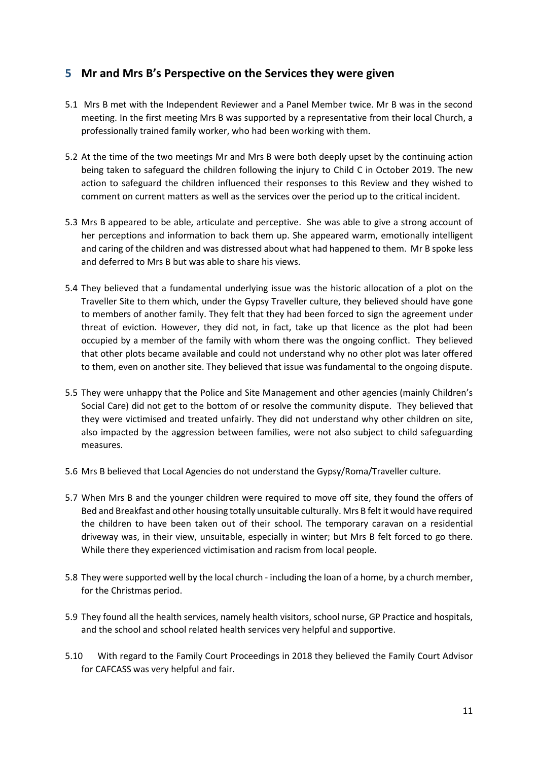## 5 Mr and Mrs B's Perspective on the Services they were given

5.1 Mrs B met with the Independent Reviewer and a Panel Member twice. Mr B was in the second meeting. In the first meeting Mrs B was supported by a representative from their local Church, a professionally trained family worker, who had been working with them.

5.2 At the time of the two meetings Mr and Mrs B were both deeply upset by the continuing action being taken to safeguard the children following the injury to Child C in October 2019. The new action to safeguard the children influenced their responses to this Review and they wished to comment on current matters as well as the services over the period up to the critical incident.

5.3 Mrs B appeared to be able, articulate and perceptive. She was able to give a strong account of her perceptions and information to back them up. She appeared warm, emotionally intelligent and caring of the children and was distressed about what had happened to them. Mr B spoke less and deferred to Mrs B but was able to share his views.

5.4 They believed that a fundamental underlying issue was the historic allocation of a plot on the Traveller Site to them which, under the Gypsy Traveller culture, they believed should have gone to members of another family. They felt that they had been forced to sign the agreement under threat of eviction. However, they did not, in fact, take up that licence as the plot had been occupied by a member of the family with whom there was the ongoing conflict. They believed that other plots became available and could not understand why no other plot was later offered to them, even on another site. They believed that issue was fundamental to the ongoing dispute.

5.5 They were unhappy that the Police and Site Management and other agencies (mainly Children's Social Care) did not get to the bottom of or resolve the community dispute. They believed that they were victimised and treated unfairly. They did not understand why other children on site, also impacted by the aggression between families, were not also subject to child safeguarding measures.

5.6 Mrs B believed that Local Agencies do not understand the Gypsy/Roma/Traveller culture.

5.7 When Mrs B and the younger children were required to move off site, they found the offers of Bed and Breakfast and other housing totally unsuitable culturally. Mrs B felt it would have required the children to have been taken out of their school. The temporary caravan on a residential driveway was, in their view, unsuitable, especially in winter; but Mrs B felt forced to go there. While there they experienced victimisation and racism from local people.

5.8 They were supported well by the local church - including the loan of a home, by a church member, for the Christmas period.

5.9 They found all the health services, namely health visitors, school nurse, GP Practice and hospitals, and the school and school related health services very helpful and supportive.

5.10 With regard to the Family Court Proceedings in 2018 they believed the Family Court Advisor for CAFCASS was very helpful and fair.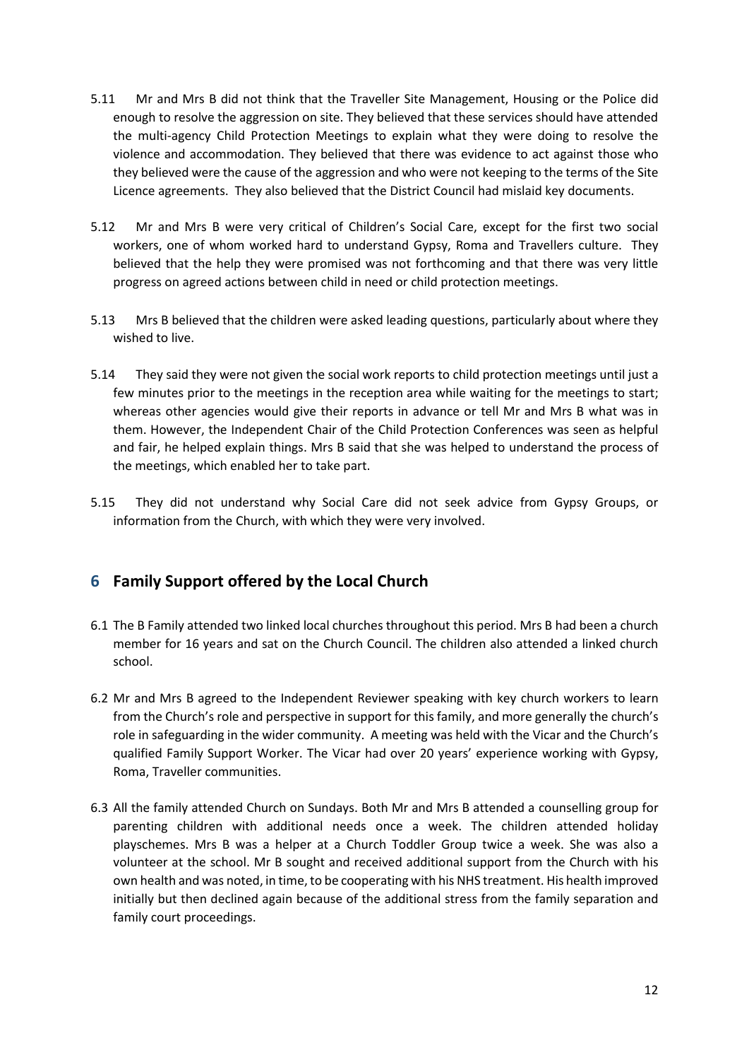5.11 Mr and Mrs B did not think that the Traveller Site Management, Housing or the Police did enough to resolve the aggression on site. They believed that these services should have attended the multi-agency Child Protection Meetings to explain what they were doing to resolve the violence and accommodation. They believed that there was evidence to act against those who they believed were the cause of the aggression and who were not keeping to the terms of the Site Licence agreements. They also believed that the District Council had mislaid key documents.

5.12 Mr and Mrs B were very critical of Children's Social Care, except for the first two social workers, one of whom worked hard to understand Gypsy, Roma and Travellers culture. They believed that the help they were promised was not forthcoming and that there was very little progress on agreed actions between child in need or child protection meetings.

5.13 Mrs B believed that the children were asked leading questions, particularly about where they wished to live.

5.14 They said they were not given the social work reports to child protection meetings until just a few minutes prior to the meetings in the reception area while waiting for the meetings to start; whereas other agencies would give their reports in advance or tell Mr and Mrs B what was in them. However, the Independent Chair of the Child Protection Conferences was seen as helpful and fair, he helped explain things. Mrs B said that she was helped to understand the process of the meetings, which enabled her to take part.

5.15 They did not understand why Social Care did not seek advice from Gypsy Groups, or information from the Church, with which they were very involved.

## 6 Family Support offered by the Local Church

6.1 The B Family attended two linked local churches throughout this period. Mrs B had been a church member for 16 years and sat on the Church Council. The children also attended a linked church school.

6.2 Mr and Mrs B agreed to the Independent Reviewer speaking with key church workers to learn from the Church's role and perspective in support for this family, and more generally the church's role in safeguarding in the wider community. A meeting was held with the Vicar and the Church's qualified Family Support Worker. The Vicar had over 20 years' experience working with Gypsy, Roma, Traveller communities.

6.3 All the family attended Church on Sundays. Both Mr and Mrs B attended a counselling group for parenting children with additional needs once a week. The children attended holiday playschemes. Mrs B was a helper at a Church Toddler Group twice a week. She was also a volunteer at the school. Mr B sought and received additional support from the Church with his own health and was noted, in time, to be cooperating with his NHS treatment. His health improved initially but then declined again because of the additional stress from the family separation and family court proceedings.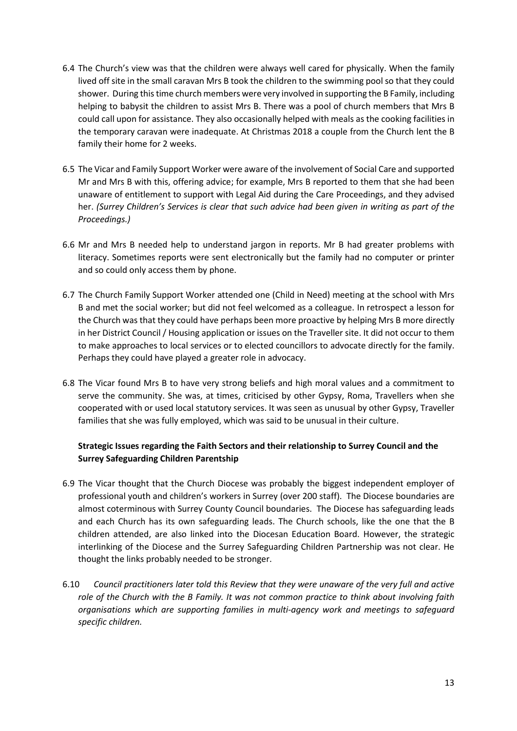6.4 The Church's view was that the children were always well cared for physically. When the family lived off site in the small caravan Mrs B took the children to the swimming pool so that they could shower. During this time church members were very involved in supporting the B Family, including helping to babysit the children to assist Mrs B. There was a pool of church members that Mrs B could call upon for assistance. They also occasionally helped with meals as the cooking facilities in the temporary caravan were inadequate. At Christmas 2018 a couple from the Church lent the B family their home for 2 weeks.

6.5 The Vicar and Family Support Worker were aware of the involvement of Social Care and supported Mr and Mrs B with this, offering advice; for example, Mrs B reported to them that she had been unaware of entitlement to support with Legal Aid during the Care Proceedings, and they advised her. *(Surrey Children's Services is clear that such advice had been given in writing as part of the Proceedings.)*

6.6 Mr and Mrs B needed help to understand jargon in reports. Mr B had greater problems with literacy. Sometimes reports were sent electronically but the family had no computer or printer and so could only access them by phone.

6.7 The Church Family Support Worker attended one (Child in Need) meeting at the school with Mrs B and met the social worker; but did not feel welcomed as a colleague. In retrospect a lesson for the Church was that they could have perhaps been more proactive by helping Mrs B more directly in her District Council / Housing application or issues on the Traveller site. It did not occur to them to make approaches to local services or to elected councillors to advocate directly for the family. Perhaps they could have played a greater role in advocacy.

6.8 The Vicar found Mrs B to have very strong beliefs and high moral values and a commitment to serve the community. She was, at times, criticised by other Gypsy, Roma, Travellers when she cooperated with or used local statutory services. It was seen as unusual by other Gypsy, Traveller families that she was fully employed, which was said to be unusual in their culture.

**Strategic Issues regarding the Faith Sectors and their relationship to Surrey Council and the Surrey Safeguarding Children Parentship**

6.9 The Vicar thought that the Church Diocese was probably the biggest independent employer of professional youth and children's workers in Surrey (over 200 staff). The Diocese boundaries are almost coterminous with Surrey County Council boundaries. The Diocese has safeguarding leads and each Church has its own safeguarding leads. The Church schools, like the one that the B children attended, are also linked into the Diocesan Education Board. However, the strategic interlinking of the Diocese and the Surrey Safeguarding Children Partnership was not clear. He thought the links probably needed to be stronger.

6.10 *Council practitioners later told this Review that they were unaware of the very full and active role of the Church with the B Family. It was not common practice to think about involving faith organisations which are supporting families in multi-agency work and meetings to safeguard specific children.*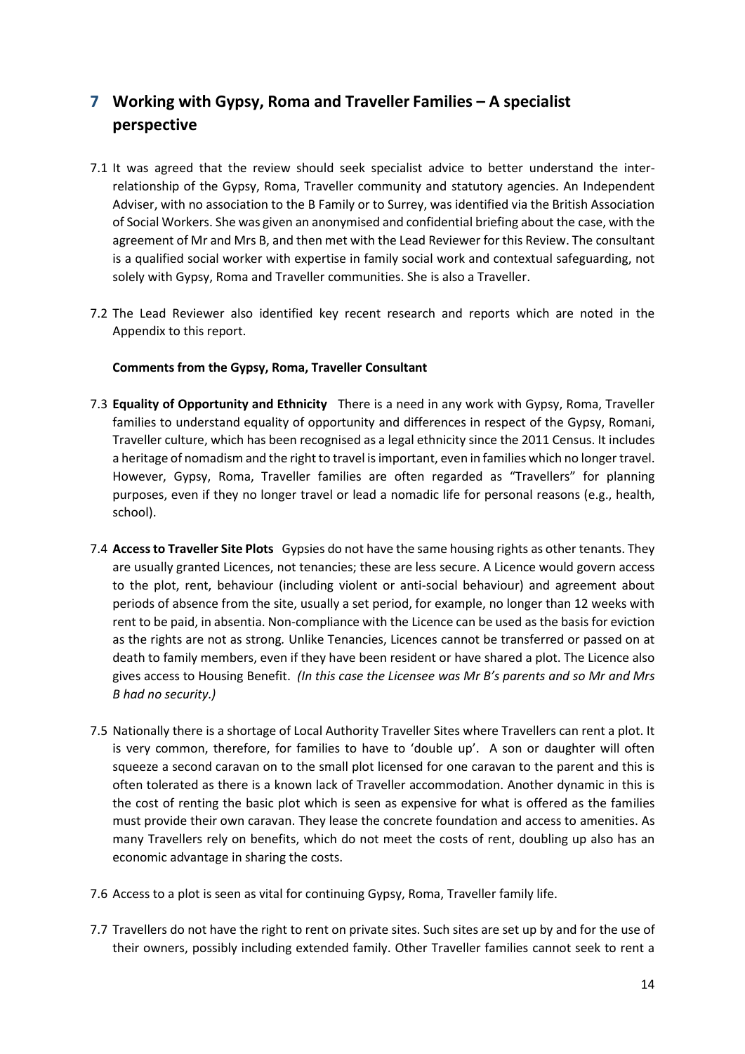## 7 Working with Gypsy, Roma and Traveller Families – A specialist perspective

7.1 It was agreed that the review should seek specialist advice to better understand the inter-relationship of the Gypsy, Roma, Traveller community and statutory agencies. An Independent Adviser, with no association to the B Family or to Surrey, was identified via the British Association of Social Workers. She was given an anonymised and confidential briefing about the case, with the agreement of Mr and Mrs B, and then met with the Lead Reviewer for this Review. The consultant is a qualified social worker with expertise in family social work and contextual safeguarding, not solely with Gypsy, Roma and Traveller communities. She is also a Traveller.

7.2 The Lead Reviewer also identified key recent research and reports which are noted in the Appendix to this report.

**Comments from the Gypsy, Roma, Traveller Consultant**

7.3 **Equality of Opportunity and Ethnicity** There is a need in any work with Gypsy, Roma, Traveller families to understand equality of opportunity and differences in respect of the Gypsy, Romani, Traveller culture, which has been recognised as a legal ethnicity since the 2011 Census. It includes a heritage of nomadism and the right to travel is important, even in families which no longer travel. However, Gypsy, Roma, Traveller families are often regarded as "Travellers" for planning purposes, even if they no longer travel or lead a nomadic life for personal reasons (e.g., health, school).

7.4 **Access to Traveller Site Plots** Gypsies do not have the same housing rights as other tenants. They are usually granted Licences, not tenancies; these are less secure. A Licence would govern access to the plot, rent, behaviour (including violent or anti-social behaviour) and agreement about periods of absence from the site, usually a set period, for example, no longer than 12 weeks with rent to be paid, in absentia. Non-compliance with the Licence can be used as the basis for eviction as the rights are not as strong. Unlike Tenancies, Licences cannot be transferred or passed on at death to family members, even if they have been resident or have shared a plot. The Licence also gives access to Housing Benefit. *(In this case the Licensee was Mr B's parents and so Mr and Mrs B had no security.)*

7.5 Nationally there is a shortage of Local Authority Traveller Sites where Travellers can rent a plot. It is very common, therefore, for families to have to 'double up'. A son or daughter will often squeeze a second caravan on to the small plot licensed for one caravan to the parent and this is often tolerated as there is a known lack of Traveller accommodation. Another dynamic in this is the cost of renting the basic plot which is seen as expensive for what is offered as the families must provide their own caravan. They lease the concrete foundation and access to amenities. As many Travellers rely on benefits, which do not meet the costs of rent, doubling up also has an economic advantage in sharing the costs.

7.6 Access to a plot is seen as vital for continuing Gypsy, Roma, Traveller family life.

7.7 Travellers do not have the right to rent on private sites. Such sites are set up by and for the use of their owners, possibly including extended family. Other Traveller families cannot seek to rent a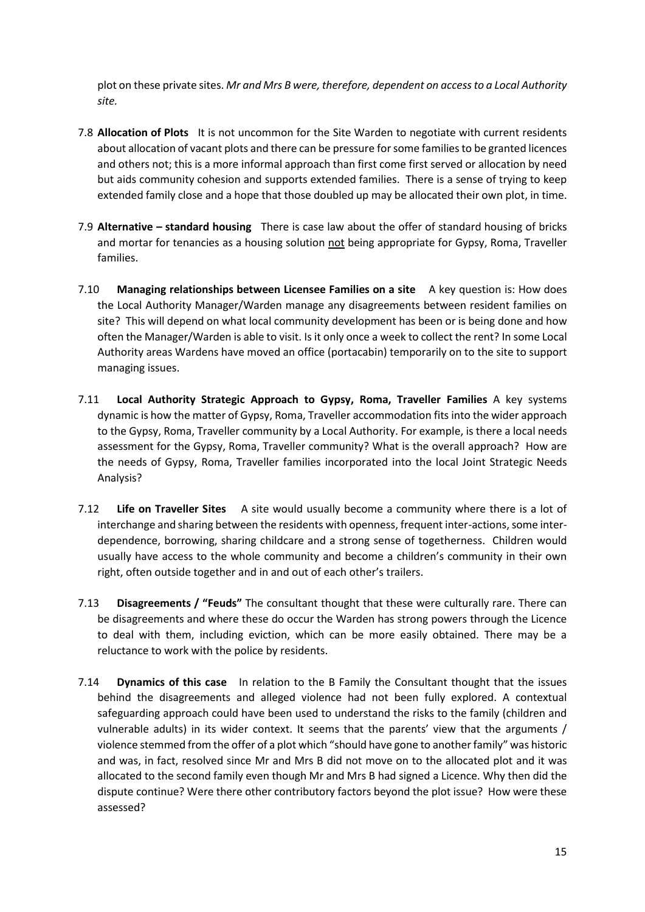plot on these private sites. *Mr and Mrs B were, therefore, dependent on access to a Local Authority site.*

7.8 **Allocation of Plots** It is not uncommon for the Site Warden to negotiate with current residents about allocation of vacant plots and there can be pressure for some families to be granted licences and others not; this is a more informal approach than first come first served or allocation by need but aids community cohesion and supports extended families. There is a sense of trying to keep extended family close and a hope that those doubled up may be allocated their own plot, in time.

7.9 **Alternative – standard housing** There is case law about the offer of standard housing of bricks and mortar for tenancies as a housing solution <u>not</u> being appropriate for Gypsy, Roma, Traveller families.

7.10 **Managing relationships between Licensee Families on a site** A key question is: How does the Local Authority Manager/Warden manage any disagreements between resident families on site? This will depend on what local community development has been or is being done and how often the Manager/Warden is able to visit. Is it only once a week to collect the rent? In some Local Authority areas Wardens have moved an office (portacabin) temporarily on to the site to support managing issues.

7.11 **Local Authority Strategic Approach to Gypsy, Roma, Traveller Families** A key systems dynamic is how the matter of Gypsy, Roma, Traveller accommodation fits into the wider approach to the Gypsy, Roma, Traveller community by a Local Authority. For example, is there a local needs assessment for the Gypsy, Roma, Traveller community? What is the overall approach? How are the needs of Gypsy, Roma, Traveller families incorporated into the local Joint Strategic Needs Analysis?

7.12 **Life on Traveller Sites** A site would usually become a community where there is a lot of interchange and sharing between the residents with openness, frequent inter-actions, some inter-dependence, borrowing, sharing childcare and a strong sense of togetherness. Children would usually have access to the whole community and become a children's community in their own right, often outside together and in and out of each other's trailers.

7.13 **Disagreements / "Feuds"** The consultant thought that these were culturally rare. There can be disagreements and where these do occur the Warden has strong powers through the Licence to deal with them, including eviction, which can be more easily obtained. There may be a reluctance to work with the police by residents.

7.14 **Dynamics of this case** In relation to the B Family the Consultant thought that the issues behind the disagreements and alleged violence had not been fully explored. A contextual safeguarding approach could have been used to understand the risks to the family (children and vulnerable adults) in its wider context. It seems that the parents' view that the arguments / violence stemmed from the offer of a plot which "should have gone to another family" was historic and was, in fact, resolved since Mr and Mrs B did not move on to the allocated plot and it was allocated to the second family even though Mr and Mrs B had signed a Licence. Why then did the dispute continue? Were there other contributory factors beyond the plot issue? How were these assessed?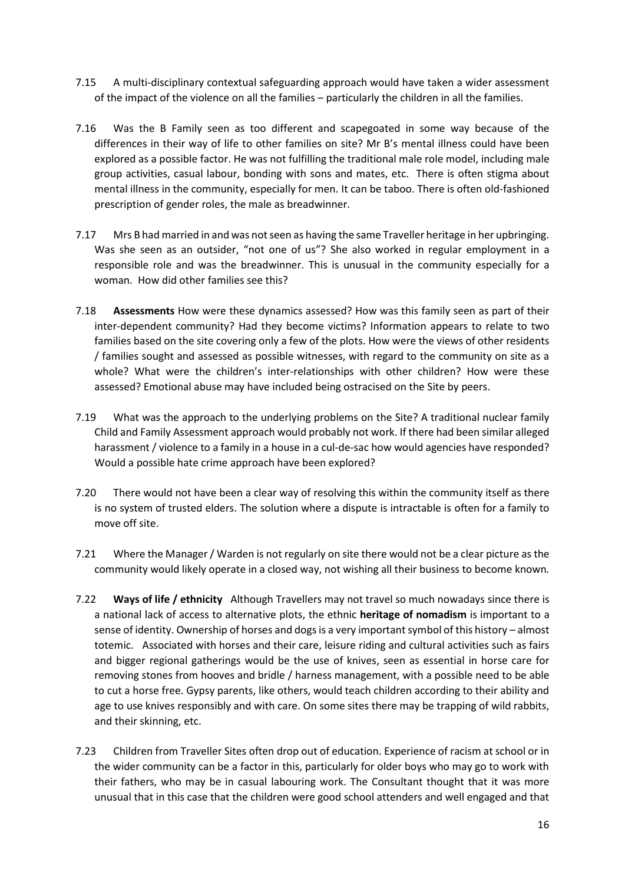7.15 A multi-disciplinary contextual safeguarding approach would have taken a wider assessment of the impact of the violence on all the families – particularly the children in all the families.

7.16 Was the B Family seen as too different and scapegoated in some way because of the differences in their way of life to other families on site? Mr B's mental illness could have been explored as a possible factor. He was not fulfilling the traditional male role model, including male group activities, casual labour, bonding with sons and mates, etc. There is often stigma about mental illness in the community, especially for men. It can be taboo. There is often old-fashioned prescription of gender roles, the male as breadwinner.

7.17 Mrs B had married in and was not seen as having the same Traveller heritage in her upbringing. Was she seen as an outsider, "not one of us"? She also worked in regular employment in a responsible role and was the breadwinner. This is unusual in the community especially for a woman. How did other families see this?

7.18 **Assessments** How were these dynamics assessed? How was this family seen as part of their inter-dependent community? Had they become victims? Information appears to relate to two families based on the site covering only a few of the plots. How were the views of other residents / families sought and assessed as possible witnesses, with regard to the community on site as a whole? What were the children's inter-relationships with other children? How were these assessed? Emotional abuse may have included being ostracised on the Site by peers.

7.19 What was the approach to the underlying problems on the Site? A traditional nuclear family Child and Family Assessment approach would probably not work. If there had been similar alleged harassment / violence to a family in a house in a cul-de-sac how would agencies have responded? Would a possible hate crime approach have been explored?

7.20 There would not have been a clear way of resolving this within the community itself as there is no system of trusted elders. The solution where a dispute is intractable is often for a family to move off site.

7.21 Where the Manager / Warden is not regularly on site there would not be a clear picture as the community would likely operate in a closed way, not wishing all their business to become known.

7.22 **Ways of life / ethnicity** Although Travellers may not travel so much nowadays since there is a national lack of access to alternative plots, the ethnic **heritage of nomadism** is important to a sense of identity. Ownership of horses and dogs is a very important symbol of this history – almost totemic. Associated with horses and their care, leisure riding and cultural activities such as fairs and bigger regional gatherings would be the use of knives, seen as essential in horse care for removing stones from hooves and bridle / harness management, with a possible need to be able to cut a horse free. Gypsy parents, like others, would teach children according to their ability and age to use knives responsibly and with care. On some sites there may be trapping of wild rabbits, and their skinning, etc.

7.23 Children from Traveller Sites often drop out of education. Experience of racism at school or in the wider community can be a factor in this, particularly for older boys who may go to work with their fathers, who may be in casual labouring work. The Consultant thought that it was more unusual that in this case that the children were good school attenders and well engaged and that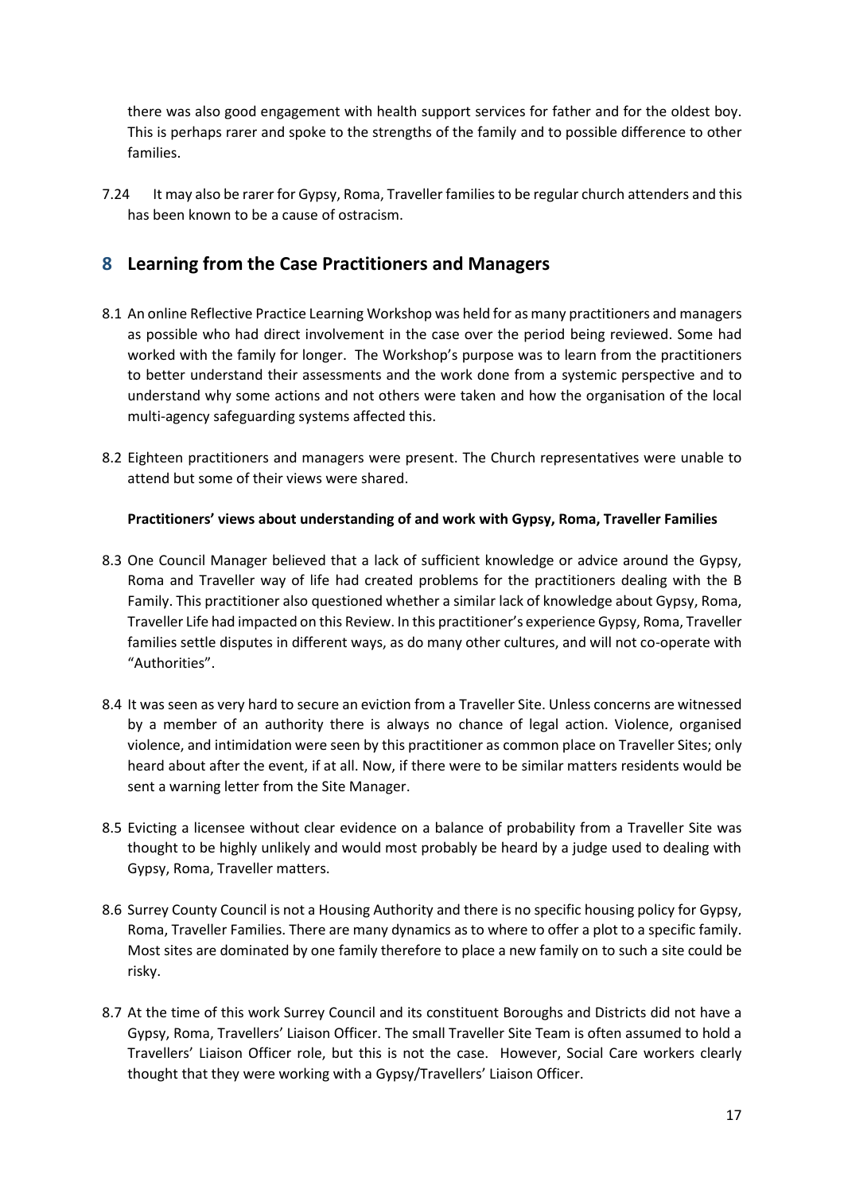there was also good engagement with health support services for father and for the oldest boy. This is perhaps rarer and spoke to the strengths of the family and to possible difference to other families.

7.24 It may also be rarer for Gypsy, Roma, Traveller families to be regular church attenders and this has been known to be a cause of ostracism.

## 8 Learning from the Case Practitioners and Managers

8.1 An online Reflective Practice Learning Workshop was held for as many practitioners and managers as possible who had direct involvement in the case over the period being reviewed. Some had worked with the family for longer. The Workshop's purpose was to learn from the practitioners to better understand their assessments and the work done from a systemic perspective and to understand why some actions and not others were taken and how the organisation of the local multi-agency safeguarding systems affected this.

8.2 Eighteen practitioners and managers were present. The Church representatives were unable to attend but some of their views were shared.

**Practitioners' views about understanding of and work with Gypsy, Roma, Traveller Families**

8.3 One Council Manager believed that a lack of sufficient knowledge or advice around the Gypsy, Roma and Traveller way of life had created problems for the practitioners dealing with the B Family. This practitioner also questioned whether a similar lack of knowledge about Gypsy, Roma, Traveller Life had impacted on this Review. In this practitioner's experience Gypsy, Roma, Traveller families settle disputes in different ways, as do many other cultures, and will not co-operate with "Authorities".

8.4 It was seen as very hard to secure an eviction from a Traveller Site. Unless concerns are witnessed by a member of an authority there is always no chance of legal action. Violence, organised violence, and intimidation were seen by this practitioner as common place on Traveller Sites; only heard about after the event, if at all. Now, if there were to be similar matters residents would be sent a warning letter from the Site Manager.

8.5 Evicting a licensee without clear evidence on a balance of probability from a Traveller Site was thought to be highly unlikely and would most probably be heard by a judge used to dealing with Gypsy, Roma, Traveller matters.

8.6 Surrey County Council is not a Housing Authority and there is no specific housing policy for Gypsy, Roma, Traveller Families. There are many dynamics as to where to offer a plot to a specific family. Most sites are dominated by one family therefore to place a new family on to such a site could be risky.

8.7 At the time of this work Surrey Council and its constituent Boroughs and Districts did not have a Gypsy, Roma, Travellers' Liaison Officer. The small Traveller Site Team is often assumed to hold a Travellers' Liaison Officer role, but this is not the case. However, Social Care workers clearly thought that they were working with a Gypsy/Travellers' Liaison Officer.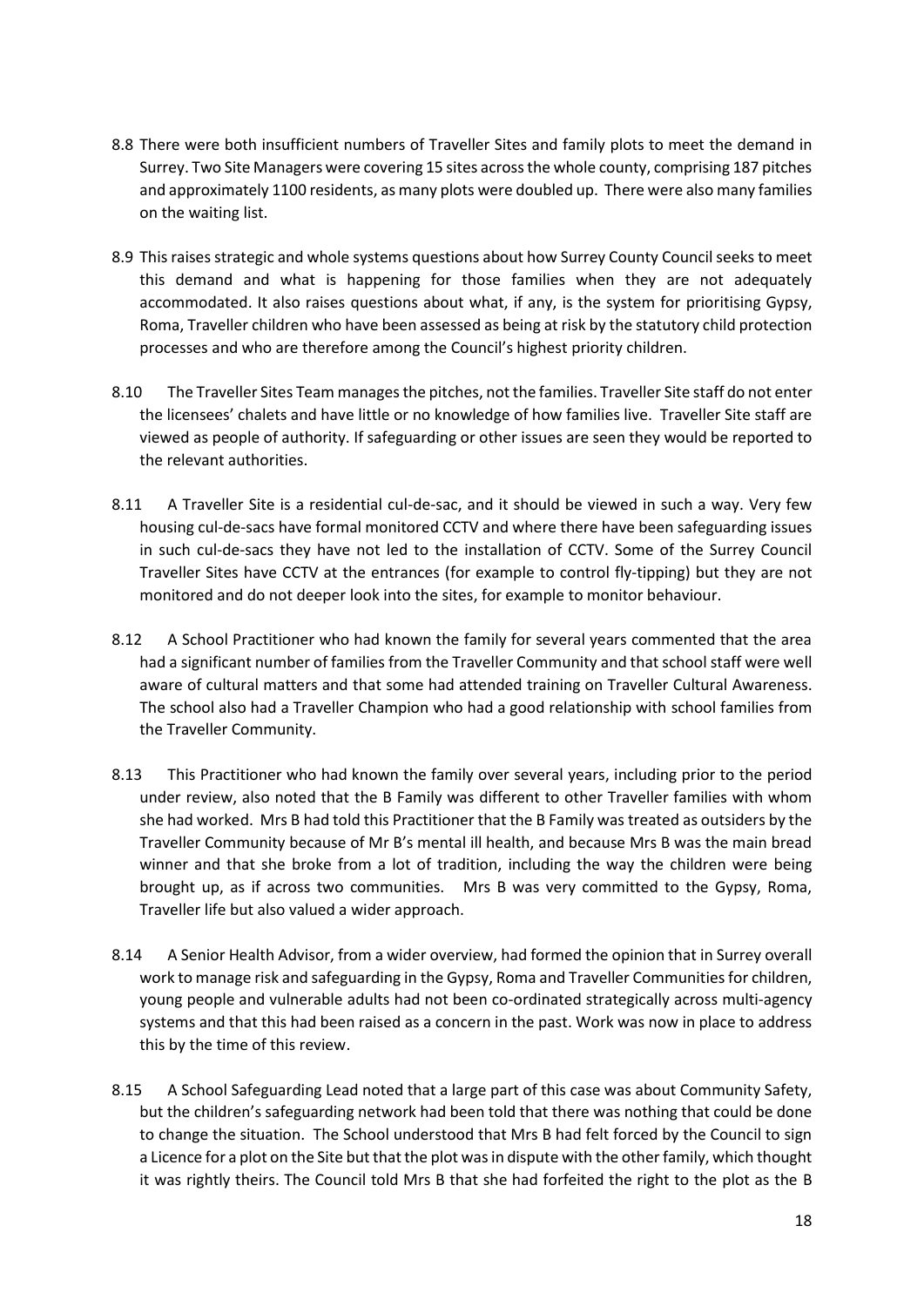8.8 There were both insufficient numbers of Traveller Sites and family plots to meet the demand in Surrey. Two Site Managers were covering 15 sites across the whole county, comprising 187 pitches and approximately 1100 residents, as many plots were doubled up. There were also many families on the waiting list.

8.9 This raises strategic and whole systems questions about how Surrey County Council seeks to meet this demand and what is happening for those families when they are not adequately accommodated. It also raises questions about what, if any, is the system for prioritising Gypsy, Roma, Traveller children who have been assessed as being at risk by the statutory child protection processes and who are therefore among the Council's highest priority children.

8.10 The Traveller Sites Team manages the pitches, not the families. Traveller Site staff do not enter the licensees' chalets and have little or no knowledge of how families live. Traveller Site staff are viewed as people of authority. If safeguarding or other issues are seen they would be reported to the relevant authorities.

8.11 A Traveller Site is a residential cul-de-sac, and it should be viewed in such a way. Very few housing cul-de-sacs have formal monitored CCTV and where there have been safeguarding issues in such cul-de-sacs they have not led to the installation of CCTV. Some of the Surrey Council Traveller Sites have CCTV at the entrances (for example to control fly-tipping) but they are not monitored and do not deeper look into the sites, for example to monitor behaviour.

8.12 A School Practitioner who had known the family for several years commented that the area had a significant number of families from the Traveller Community and that school staff were well aware of cultural matters and that some had attended training on Traveller Cultural Awareness. The school also had a Traveller Champion who had a good relationship with school families from the Traveller Community.

8.13 This Practitioner who had known the family over several years, including prior to the period under review, also noted that the B Family was different to other Traveller families with whom she had worked. Mrs B had told this Practitioner that the B Family was treated as outsiders by the Traveller Community because of Mr B's mental ill health, and because Mrs B was the main bread winner and that she broke from a lot of tradition, including the way the children were being brought up, as if across two communities. Mrs B was very committed to the Gypsy, Roma, Traveller life but also valued a wider approach.

8.14 A Senior Health Advisor, from a wider overview, had formed the opinion that in Surrey overall work to manage risk and safeguarding in the Gypsy, Roma and Traveller Communities for children, young people and vulnerable adults had not been co-ordinated strategically across multi-agency systems and that this had been raised as a concern in the past. Work was now in place to address this by the time of this review.

8.15 A School Safeguarding Lead noted that a large part of this case was about Community Safety, but the children's safeguarding network had been told that there was nothing that could be done to change the situation. The School understood that Mrs B had felt forced by the Council to sign a Licence for a plot on the Site but that the plot was in dispute with the other family, which thought it was rightly theirs. The Council told Mrs B that she had forfeited the right to the plot as the B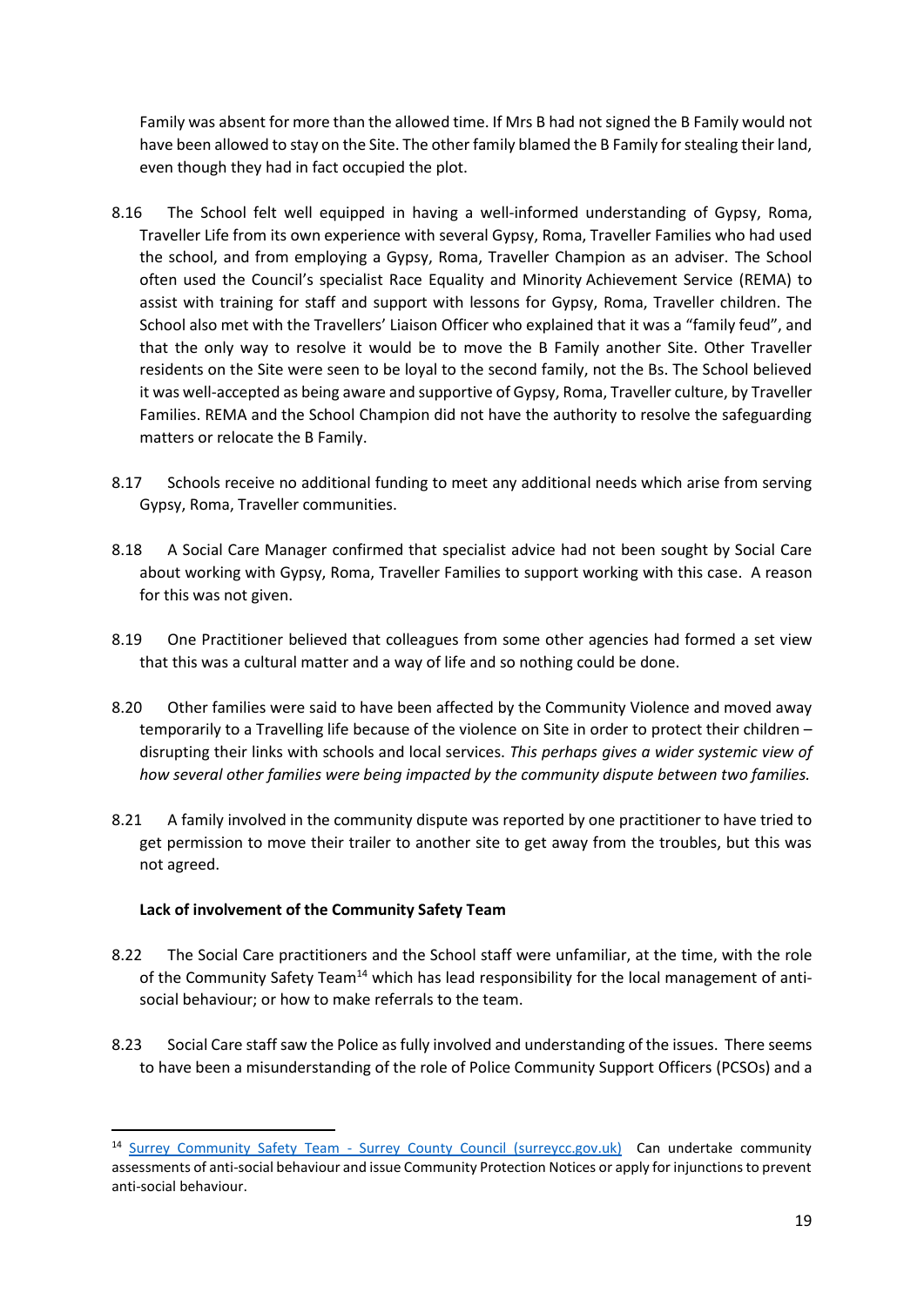Family was absent for more than the allowed time. If Mrs B had not signed the B Family would not have been allowed to stay on the Site. The other family blamed the B Family for stealing their land, even though they had in fact occupied the plot.

8.16 The School felt well equipped in having a well-informed understanding of Gypsy, Roma, Traveller Life from its own experience with several Gypsy, Roma, Traveller Families who had used the school, and from employing a Gypsy, Roma, Traveller Champion as an adviser. The School often used the Council's specialist Race Equality and Minority Achievement Service (REMA) to assist with training for staff and support with lessons for Gypsy, Roma, Traveller children. The School also met with the Travellers' Liaison Officer who explained that it was a "family feud", and that the only way to resolve it would be to move the B Family another Site. Other Traveller residents on the Site were seen to be loyal to the second family, not the Bs. The School believed it was well-accepted as being aware and supportive of Gypsy, Roma, Traveller culture, by Traveller Families. REMA and the School Champion did not have the authority to resolve the safeguarding matters or relocate the B Family.

8.17 Schools receive no additional funding to meet any additional needs which arise from serving Gypsy, Roma, Traveller communities.

8.18 A Social Care Manager confirmed that specialist advice had not been sought by Social Care about working with Gypsy, Roma, Traveller Families to support working with this case. A reason for this was not given.

8.19 One Practitioner believed that colleagues from some other agencies had formed a set view that this was a cultural matter and a way of life and so nothing could be done.

8.20 Other families were said to have been affected by the Community Violence and moved away temporarily to a Travelling life because of the violence on Site in order to protect their children – disrupting their links with schools and local services. *This perhaps gives a wider systemic view of how several other families were being impacted by the community dispute between two families.*

8.21 A family involved in the community dispute was reported by one practitioner to have tried to get permission to move their trailer to another site to get away from the troubles, but this was not agreed.

**Lack of involvement of the Community Safety Team**

8.22 The Social Care practitioners and the School staff were unfamiliar, at the time, with the role of the Community Safety Team[14] which has lead responsibility for the local management of anti-social behaviour; or how to make referrals to the team.

8.23 Social Care staff saw the Police as fully involved and understanding of the issues. There seems to have been a misunderstanding of the role of Police Community Support Officers (PCSOs) and a

[14] Surrey Community Safety Team - Surrey County Council (surreycc.gov.uk) Can undertake community assessments of anti-social behaviour and issue Community Protection Notices or apply for injunctions to prevent anti-social behaviour.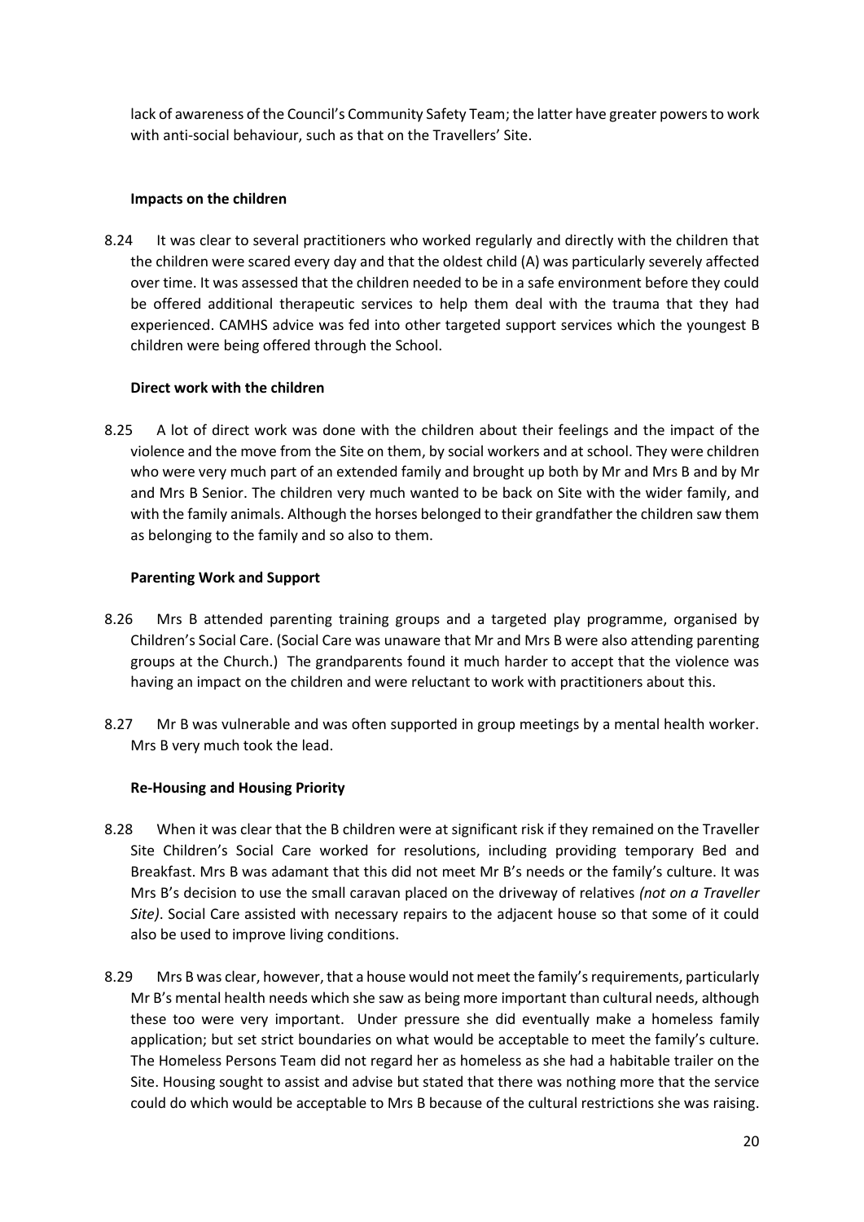lack of awareness of the Council's Community Safety Team; the latter have greater powers to work with anti-social behaviour, such as that on the Travellers' Site.

**Impacts on the children**

8.24 It was clear to several practitioners who worked regularly and directly with the children that the children were scared every day and that the oldest child (A) was particularly severely affected over time. It was assessed that the children needed to be in a safe environment before they could be offered additional therapeutic services to help them deal with the trauma that they had experienced. CAMHS advice was fed into other targeted support services which the youngest B children were being offered through the School.

**Direct work with the children**

8.25 A lot of direct work was done with the children about their feelings and the impact of the violence and the move from the Site on them, by social workers and at school. They were children who were very much part of an extended family and brought up both by Mr and Mrs B and by Mr and Mrs B Senior. The children very much wanted to be back on Site with the wider family, and with the family animals. Although the horses belonged to their grandfather the children saw them as belonging to the family and so also to them.

**Parenting Work and Support**

8.26 Mrs B attended parenting training groups and a targeted play programme, organised by Children's Social Care. (Social Care was unaware that Mr and Mrs B were also attending parenting groups at the Church.) The grandparents found it much harder to accept that the violence was having an impact on the children and were reluctant to work with practitioners about this.

8.27 Mr B was vulnerable and was often supported in group meetings by a mental health worker. Mrs B very much took the lead.

**Re-Housing and Housing Priority**

8.28 When it was clear that the B children were at significant risk if they remained on the Traveller Site Children's Social Care worked for resolutions, including providing temporary Bed and Breakfast. Mrs B was adamant that this did not meet Mr B's needs or the family's culture. It was Mrs B's decision to use the small caravan placed on the driveway of relatives *(not on a Traveller Site)*. Social Care assisted with necessary repairs to the adjacent house so that some of it could also be used to improve living conditions.

8.29 Mrs B was clear, however, that a house would not meet the family's requirements, particularly Mr B's mental health needs which she saw as being more important than cultural needs, although these too were very important. Under pressure she did eventually make a homeless family application; but set strict boundaries on what would be acceptable to meet the family's culture. The Homeless Persons Team did not regard her as homeless as she had a habitable trailer on the Site. Housing sought to assist and advise but stated that there was nothing more that the service could do which would be acceptable to Mrs B because of the cultural restrictions she was raising.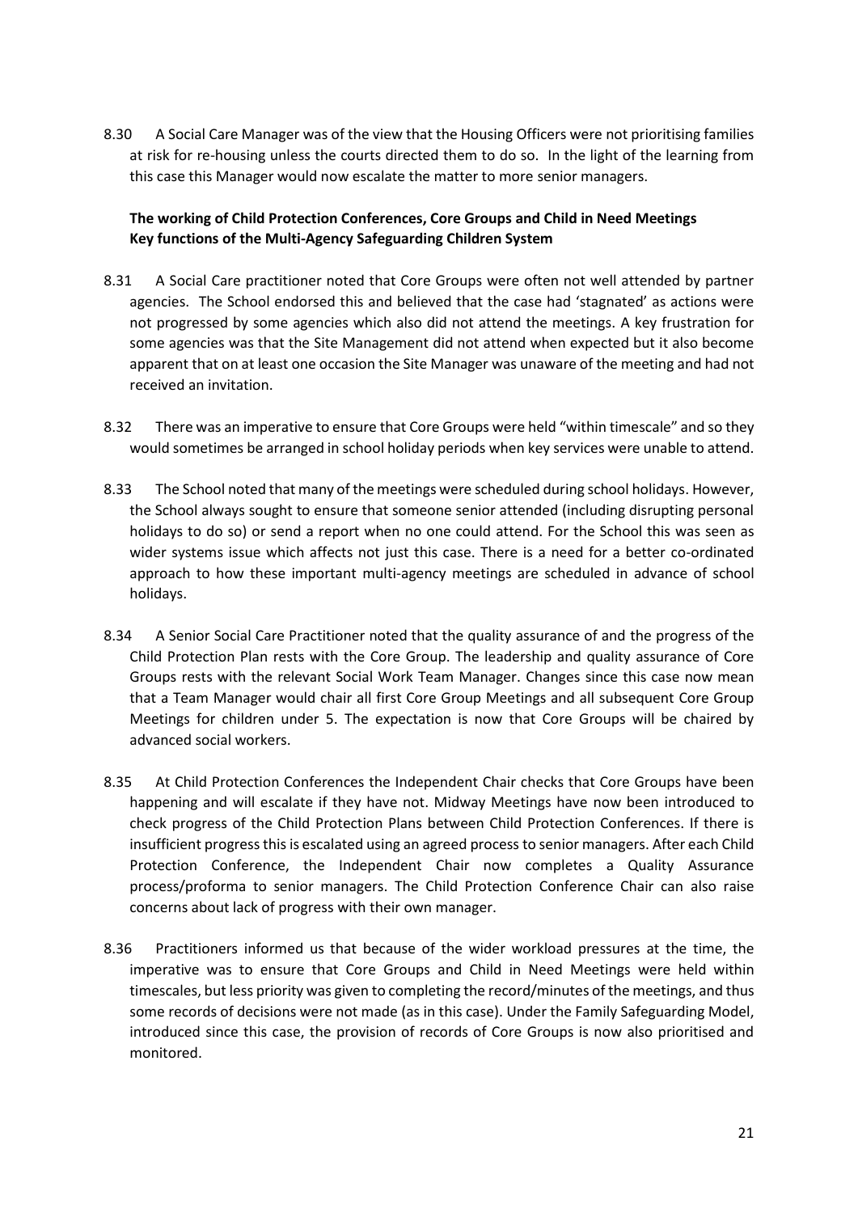8.30 A Social Care Manager was of the view that the Housing Officers were not prioritising families at risk for re-housing unless the courts directed them to do so. In the light of the learning from this case this Manager would now escalate the matter to more senior managers.

**The working of Child Protection Conferences, Core Groups and Child in Need Meetings Key functions of the Multi-Agency Safeguarding Children System**

8.31 A Social Care practitioner noted that Core Groups were often not well attended by partner agencies. The School endorsed this and believed that the case had 'stagnated' as actions were not progressed by some agencies which also did not attend the meetings. A key frustration for some agencies was that the Site Management did not attend when expected but it also become apparent that on at least one occasion the Site Manager was unaware of the meeting and had not received an invitation.

8.32 There was an imperative to ensure that Core Groups were held "within timescale" and so they would sometimes be arranged in school holiday periods when key services were unable to attend.

8.33 The School noted that many of the meetings were scheduled during school holidays. However, the School always sought to ensure that someone senior attended (including disrupting personal holidays to do so) or send a report when no one could attend. For the School this was seen as wider systems issue which affects not just this case. There is a need for a better co-ordinated approach to how these important multi-agency meetings are scheduled in advance of school holidays.

8.34 A Senior Social Care Practitioner noted that the quality assurance of and the progress of the Child Protection Plan rests with the Core Group. The leadership and quality assurance of Core Groups rests with the relevant Social Work Team Manager. Changes since this case now mean that a Team Manager would chair all first Core Group Meetings and all subsequent Core Group Meetings for children under 5. The expectation is now that Core Groups will be chaired by advanced social workers.

8.35 At Child Protection Conferences the Independent Chair checks that Core Groups have been happening and will escalate if they have not. Midway Meetings have now been introduced to check progress of the Child Protection Plans between Child Protection Conferences. If there is insufficient progress this is escalated using an agreed process to senior managers. After each Child Protection Conference, the Independent Chair now completes a Quality Assurance process/proforma to senior managers. The Child Protection Conference Chair can also raise concerns about lack of progress with their own manager.

8.36 Practitioners informed us that because of the wider workload pressures at the time, the imperative was to ensure that Core Groups and Child in Need Meetings were held within timescales, but less priority was given to completing the record/minutes of the meetings, and thus some records of decisions were not made (as in this case). Under the Family Safeguarding Model, introduced since this case, the provision of records of Core Groups is now also prioritised and monitored.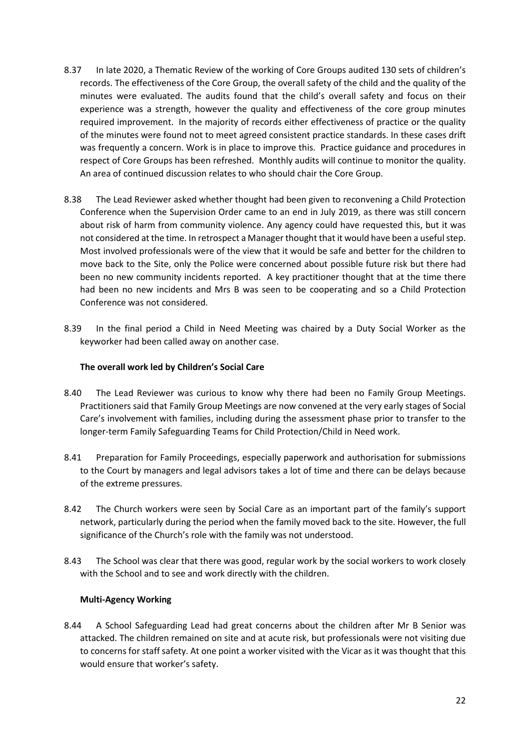8.37 In late 2020, a Thematic Review of the working of Core Groups audited 130 sets of children's records. The effectiveness of the Core Group, the overall safety of the child and the quality of the minutes were evaluated. The audits found that the child's overall safety and focus on their experience was a strength, however the quality and effectiveness of the core group minutes required improvement. In the majority of records either effectiveness of practice or the quality of the minutes were found not to meet agreed consistent practice standards. In these cases drift was frequently a concern. Work is in place to improve this. Practice guidance and procedures in respect of Core Groups has been refreshed. Monthly audits will continue to monitor the quality. An area of continued discussion relates to who should chair the Core Group.

8.38 The Lead Reviewer asked whether thought had been given to reconvening a Child Protection Conference when the Supervision Order came to an end in July 2019, as there was still concern about risk of harm from community violence. Any agency could have requested this, but it was not considered at the time. In retrospect a Manager thought that it would have been a useful step. Most involved professionals were of the view that it would be safe and better for the children to move back to the Site, only the Police were concerned about possible future risk but there had been no new community incidents reported. A key practitioner thought that at the time there had been no new incidents and Mrs B was seen to be cooperating and so a Child Protection Conference was not considered.

8.39 In the final period a Child in Need Meeting was chaired by a Duty Social Worker as the keyworker had been called away on another case.

**The overall work led by Children's Social Care**

8.40 The Lead Reviewer was curious to know why there had been no Family Group Meetings. Practitioners said that Family Group Meetings are now convened at the very early stages of Social Care's involvement with families, including during the assessment phase prior to transfer to the longer-term Family Safeguarding Teams for Child Protection/Child in Need work.

8.41 Preparation for Family Proceedings, especially paperwork and authorisation for submissions to the Court by managers and legal advisors takes a lot of time and there can be delays because of the extreme pressures.

8.42 The Church workers were seen by Social Care as an important part of the family's support network, particularly during the period when the family moved back to the site. However, the full significance of the Church's role with the family was not understood.

8.43 The School was clear that there was good, regular work by the social workers to work closely with the School and to see and work directly with the children.

**Multi-Agency Working**

8.44 A School Safeguarding Lead had great concerns about the children after Mr B Senior was attacked. The children remained on site and at acute risk, but professionals were not visiting due to concerns for staff safety. At one point a worker visited with the Vicar as it was thought that this would ensure that worker's safety.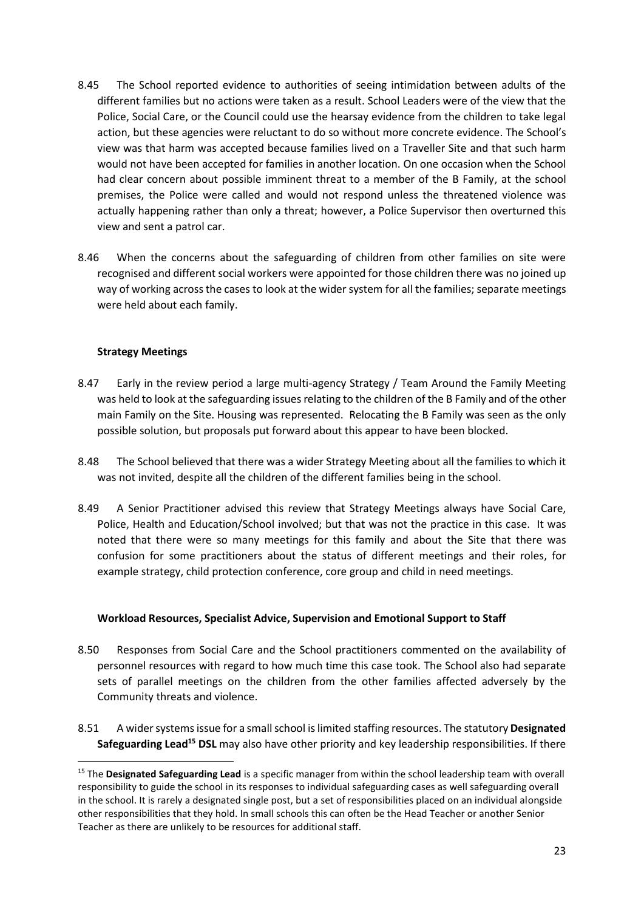8.45 The School reported evidence to authorities of seeing intimidation between adults of the different families but no actions were taken as a result. School Leaders were of the view that the Police, Social Care, or the Council could use the hearsay evidence from the children to take legal action, but these agencies were reluctant to do so without more concrete evidence. The School's view was that harm was accepted because families lived on a Traveller Site and that such harm would not have been accepted for families in another location. On one occasion when the School had clear concern about possible imminent threat to a member of the B Family, at the school premises, the Police were called and would not respond unless the threatened violence was actually happening rather than only a threat; however, a Police Supervisor then overturned this view and sent a patrol car.

8.46 When the concerns about the safeguarding of children from other families on site were recognised and different social workers were appointed for those children there was no joined up way of working across the cases to look at the wider system for all the families; separate meetings were held about each family.

**Strategy Meetings**

8.47 Early in the review period a large multi-agency Strategy / Team Around the Family Meeting was held to look at the safeguarding issues relating to the children of the B Family and of the other main Family on the Site. Housing was represented. Relocating the B Family was seen as the only possible solution, but proposals put forward about this appear to have been blocked.

8.48 The School believed that there was a wider Strategy Meeting about all the families to which it was not invited, despite all the children of the different families being in the school.

8.49 A Senior Practitioner advised this review that Strategy Meetings always have Social Care, Police, Health and Education/School involved; but that was not the practice in this case. It was noted that there were so many meetings for this family and about the Site that there was confusion for some practitioners about the status of different meetings and their roles, for example strategy, child protection conference, core group and child in need meetings.

**Workload Resources, Specialist Advice, Supervision and Emotional Support to Staff**

8.50 Responses from Social Care and the School practitioners commented on the availability of personnel resources with regard to how much time this case took. The School also had separate sets of parallel meetings on the children from the other families affected adversely by the Community threats and violence.

8.51 A wider systems issue for a small school is limited staffing resources. The statutory **Designated Safeguarding Lead**[15] **DSL** may also have other priority and key leadership responsibilities. If there

[15] The **Designated Safeguarding Lead** is a specific manager from within the school leadership team with overall responsibility to guide the school in its responses to individual safeguarding cases as well safeguarding overall in the school. It is rarely a designated single post, but a set of responsibilities placed on an individual alongside other responsibilities that they hold. In small schools this can often be the Head Teacher or another Senior Teacher as there are unlikely to be resources for additional staff.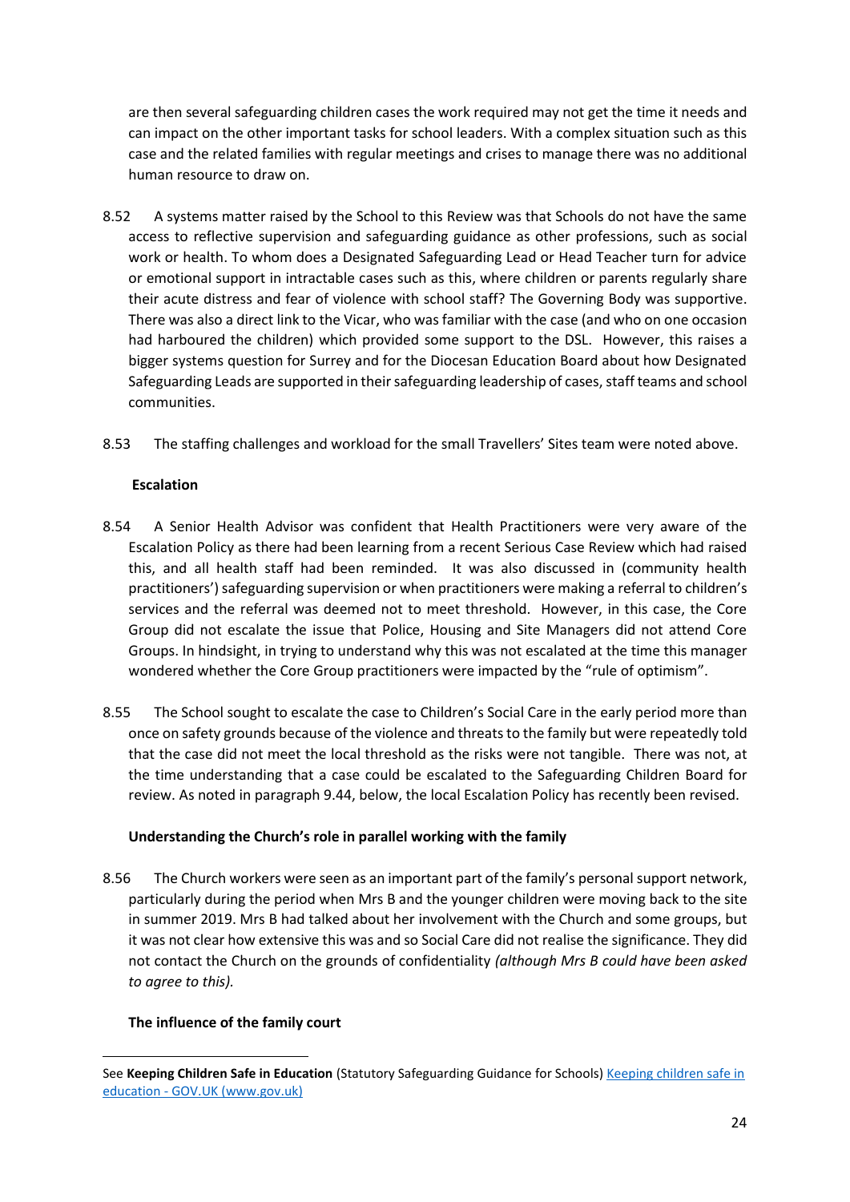are then several safeguarding children cases the work required may not get the time it needs and can impact on the other important tasks for school leaders. With a complex situation such as this case and the related families with regular meetings and crises to manage there was no additional human resource to draw on.

8.52 A systems matter raised by the School to this Review was that Schools do not have the same access to reflective supervision and safeguarding guidance as other professions, such as social work or health. To whom does a Designated Safeguarding Lead or Head Teacher turn for advice or emotional support in intractable cases such as this, where children or parents regularly share their acute distress and fear of violence with school staff? The Governing Body was supportive. There was also a direct link to the Vicar, who was familiar with the case (and who on one occasion had harboured the children) which provided some support to the DSL. However, this raises a bigger systems question for Surrey and for the Diocesan Education Board about how Designated Safeguarding Leads are supported in their safeguarding leadership of cases, staff teams and school communities.

8.53 The staffing challenges and workload for the small Travellers' Sites team were noted above.

**Escalation**

8.54 A Senior Health Advisor was confident that Health Practitioners were very aware of the Escalation Policy as there had been learning from a recent Serious Case Review which had raised this, and all health staff had been reminded. It was also discussed in (community health practitioners') safeguarding supervision or when practitioners were making a referral to children's services and the referral was deemed not to meet threshold. However, in this case, the Core Group did not escalate the issue that Police, Housing and Site Managers did not attend Core Groups. In hindsight, in trying to understand why this was not escalated at the time this manager wondered whether the Core Group practitioners were impacted by the "rule of optimism".

8.55 The School sought to escalate the case to Children's Social Care in the early period more than once on safety grounds because of the violence and threats to the family but were repeatedly told that the case did not meet the local threshold as the risks were not tangible. There was not, at the time understanding that a case could be escalated to the Safeguarding Children Board for review. As noted in paragraph 9.44, below, the local Escalation Policy has recently been revised.

**Understanding the Church's role in parallel working with the family**

8.56 The Church workers were seen as an important part of the family's personal support network, particularly during the period when Mrs B and the younger children were moving back to the site in summer 2019. Mrs B had talked about her involvement with the Church and some groups, but it was not clear how extensive this was and so Social Care did not realise the significance. They did not contact the Church on the grounds of confidentiality *(although Mrs B could have been asked to agree to this).*

**The influence of the family court**

---

See **Keeping Children Safe in Education** (Statutory Safeguarding Guidance for Schools) [Keeping children safe in education - GOV.UK (www.gov.uk)](https://www.gov.uk)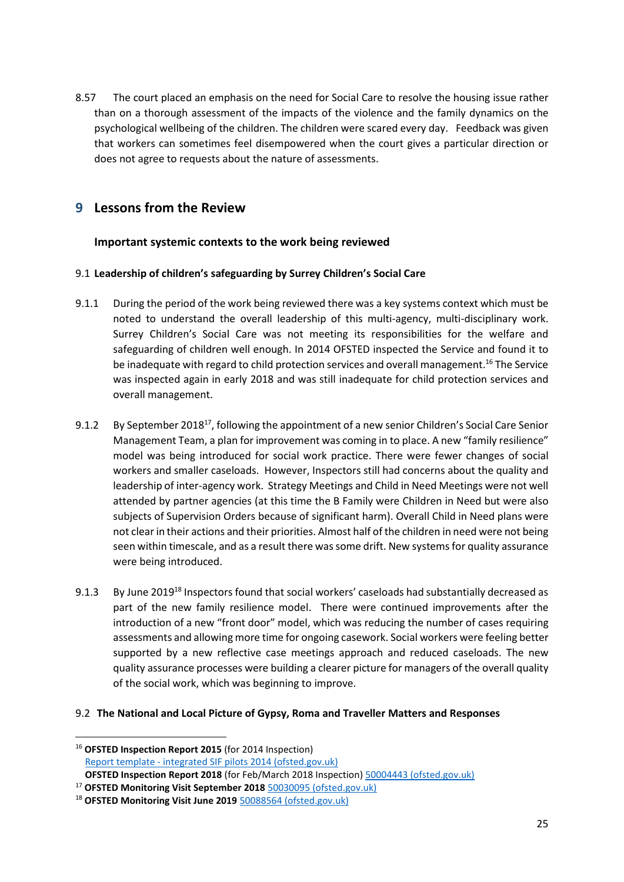8.57 The court placed an emphasis on the need for Social Care to resolve the housing issue rather than on a thorough assessment of the impacts of the violence and the family dynamics on the psychological wellbeing of the children. The children were scared every day. Feedback was given that workers can sometimes feel disempowered when the court gives a particular direction or does not agree to requests about the nature of assessments.

## 9 Lessons from the Review

### Important systemic contexts to the work being reviewed

#### 9.1 Leadership of children's safeguarding by Surrey Children's Social Care

9.1.1 During the period of the work being reviewed there was a key systems context which must be noted to understand the overall leadership of this multi-agency, multi-disciplinary work. Surrey Children's Social Care was not meeting its responsibilities for the welfare and safeguarding of children well enough. In 2014 OFSTED inspected the Service and found it to be inadequate with regard to child protection services and overall management.[16] The Service was inspected again in early 2018 and was still inadequate for child protection services and overall management.

9.1.2 By September 2018[17], following the appointment of a new senior Children's Social Care Senior Management Team, a plan for improvement was coming in to place. A new "family resilience" model was being introduced for social work practice. There were fewer changes of social workers and smaller caseloads. However, Inspectors still had concerns about the quality and leadership of inter-agency work. Strategy Meetings and Child in Need Meetings were not well attended by partner agencies (at this time the B Family were Children in Need but were also subjects of Supervision Orders because of significant harm). Overall Child in Need plans were not clear in their actions and their priorities. Almost half of the children in need were not being seen within timescale, and as a result there was some drift. New systems for quality assurance were being introduced.

9.1.3 By June 2019[18] Inspectors found that social workers' caseloads had substantially decreased as part of the new family resilience model. There were continued improvements after the introduction of a new "front door" model, which was reducing the number of cases requiring assessments and allowing more time for ongoing casework. Social workers were feeling better supported by a new reflective case meetings approach and reduced caseloads. The new quality assurance processes were building a clearer picture for managers of the overall quality of the social work, which was beginning to improve.

#### 9.2 The National and Local Picture of Gypsy, Roma and Traveller Matters and Responses

---

[16] **OFSTED Inspection Report 2015** (for 2014 Inspection)
Report template - integrated SIF pilots 2014 (ofsted.gov.uk)
**OFSTED Inspection Report 2018** (for Feb/March 2018 Inspection) 50004443 (ofsted.gov.uk)

[17] **OFSTED Monitoring Visit September 2018** 50030095 (ofsted.gov.uk)

[18] **OFSTED Monitoring Visit June 2019** 50088564 (ofsted.gov.uk)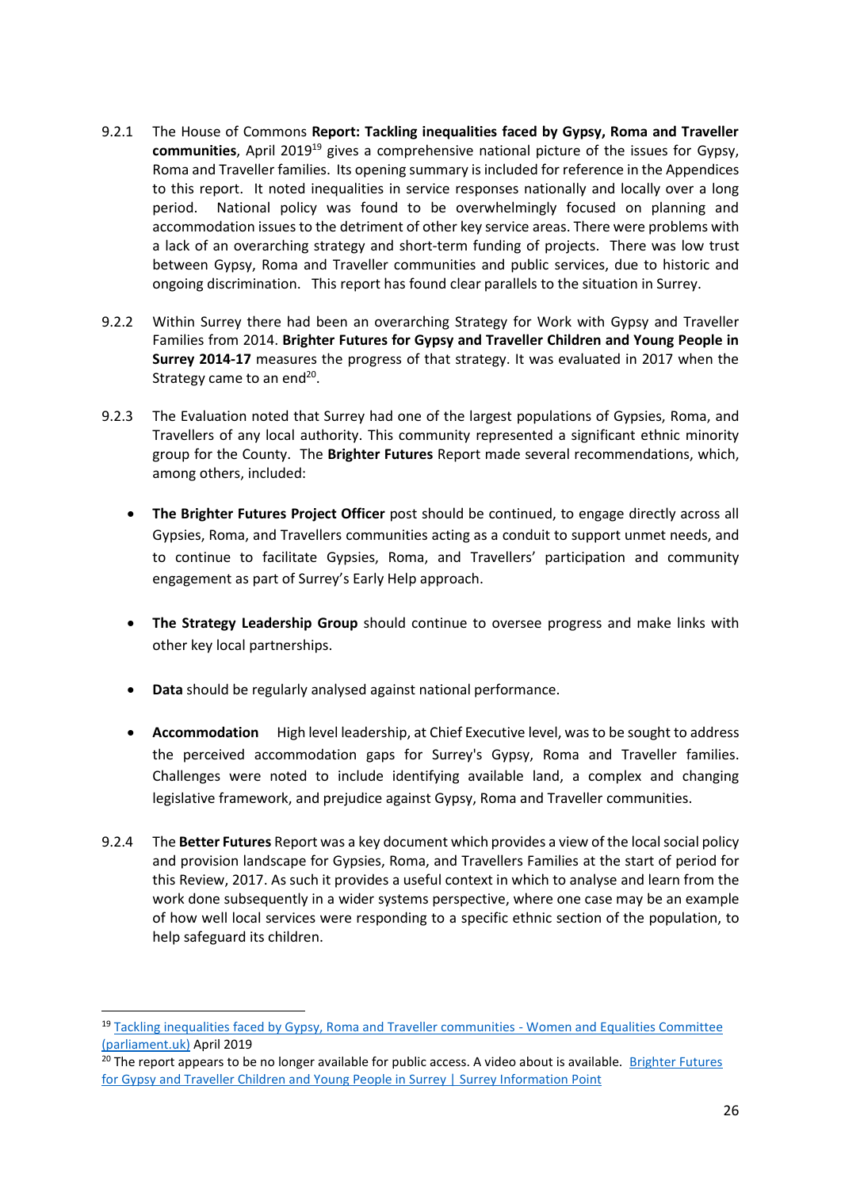9.2.1 The House of Commons **Report: Tackling inequalities faced by Gypsy, Roma and Traveller communities**, April 2019[19] gives a comprehensive national picture of the issues for Gypsy, Roma and Traveller families. Its opening summary is included for reference in the Appendices to this report. It noted inequalities in service responses nationally and locally over a long period. National policy was found to be overwhelmingly focused on planning and accommodation issues to the detriment of other key service areas. There were problems with a lack of an overarching strategy and short-term funding of projects. There was low trust between Gypsy, Roma and Traveller communities and public services, due to historic and ongoing discrimination. This report has found clear parallels to the situation in Surrey.

9.2.2 Within Surrey there had been an overarching Strategy for Work with Gypsy and Traveller Families from 2014. **Brighter Futures for Gypsy and Traveller Children and Young People in Surrey 2014-17** measures the progress of that strategy. It was evaluated in 2017 when the Strategy came to an end[20].

9.2.3 The Evaluation noted that Surrey had one of the largest populations of Gypsies, Roma, and Travellers of any local authority. This community represented a significant ethnic minority group for the County. The **Brighter Futures** Report made several recommendations, which, among others, included:

- **The Brighter Futures Project Officer** post should be continued, to engage directly across all Gypsies, Roma, and Travellers communities acting as a conduit to support unmet needs, and to continue to facilitate Gypsies, Roma, and Travellers' participation and community engagement as part of Surrey's Early Help approach.

- **The Strategy Leadership Group** should continue to oversee progress and make links with other key local partnerships.

- **Data** should be regularly analysed against national performance.

- **Accommodation** High level leadership, at Chief Executive level, was to be sought to address the perceived accommodation gaps for Surrey's Gypsy, Roma and Traveller families. Challenges were noted to include identifying available land, a complex and changing legislative framework, and prejudice against Gypsy, Roma and Traveller communities.

9.2.4 The **Better Futures** Report was a key document which provides a view of the local social policy and provision landscape for Gypsies, Roma, and Travellers Families at the start of period for this Review, 2017. As such it provides a useful context in which to analyse and learn from the work done subsequently in a wider systems perspective, where one case may be an example of how well local services were responding to a specific ethnic section of the population, to help safeguard its children.

---

[19] Tackling inequalities faced by Gypsy, Roma and Traveller communities - Women and Equalities Committee (parliament.uk) April 2019

[20] The report appears to be no longer available for public access. A video about is available. Brighter Futures for Gypsy and Traveller Children and Young People in Surrey | Surrey Information Point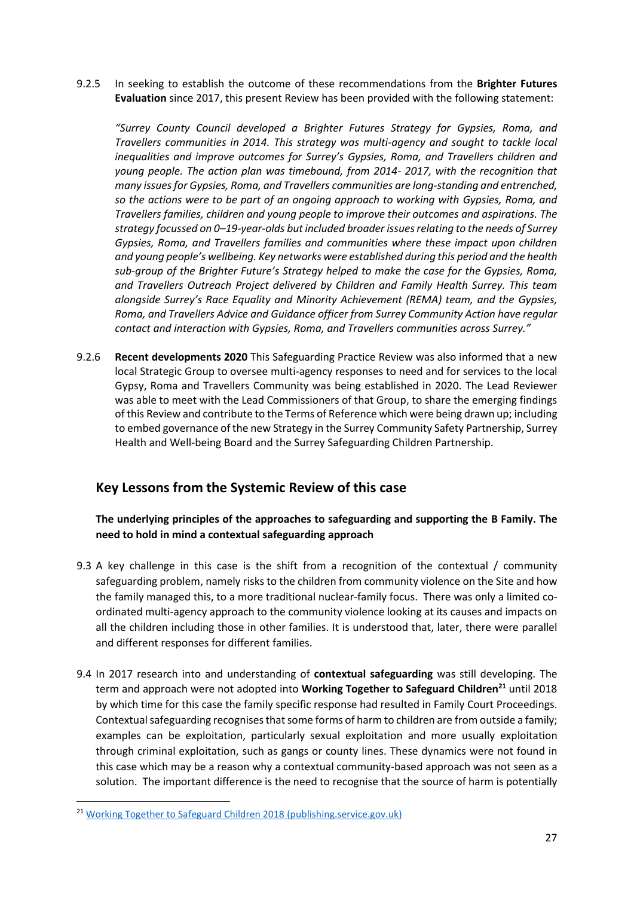9.2.5 In seeking to establish the outcome of these recommendations from the **Brighter Futures Evaluation** since 2017, this present Review has been provided with the following statement:

*"Surrey County Council developed a Brighter Futures Strategy for Gypsies, Roma, and Travellers communities in 2014. This strategy was multi-agency and sought to tackle local inequalities and improve outcomes for Surrey's Gypsies, Roma, and Travellers children and young people. The action plan was timebound, from 2014- 2017, with the recognition that many issues for Gypsies, Roma, and Travellers communities are long-standing and entrenched, so the actions were to be part of an ongoing approach to working with Gypsies, Roma, and Travellers families, children and young people to improve their outcomes and aspirations. The strategy focussed on 0–19-year-olds but included broader issues relating to the needs of Surrey Gypsies, Roma, and Travellers families and communities where these impact upon children and young people's wellbeing. Key networks were established during this period and the health sub-group of the Brighter Future's Strategy helped to make the case for the Gypsies, Roma, and Travellers Outreach Project delivered by Children and Family Health Surrey. This team alongside Surrey's Race Equality and Minority Achievement (REMA) team, and the Gypsies, Roma, and Travellers Advice and Guidance officer from Surrey Community Action have regular contact and interaction with Gypsies, Roma, and Travellers communities across Surrey."*

9.2.6 **Recent developments 2020** This Safeguarding Practice Review was also informed that a new local Strategic Group to oversee multi-agency responses to need and for services to the local Gypsy, Roma and Travellers Community was being established in 2020. The Lead Reviewer was able to meet with the Lead Commissioners of that Group, to share the emerging findings of this Review and contribute to the Terms of Reference which were being drawn up; including to embed governance of the new Strategy in the Surrey Community Safety Partnership, Surrey Health and Well-being Board and the Surrey Safeguarding Children Partnership.

## Key Lessons from the Systemic Review of this case

**The underlying principles of the approaches to safeguarding and supporting the B Family. The need to hold in mind a contextual safeguarding approach**

9.3 A key challenge in this case is the shift from a recognition of the contextual / community safeguarding problem, namely risks to the children from community violence on the Site and how the family managed this, to a more traditional nuclear-family focus. There was only a limited co-ordinated multi-agency approach to the community violence looking at its causes and impacts on all the children including those in other families. It is understood that, later, there were parallel and different responses for different families.

9.4 In 2017 research into and understanding of **contextual safeguarding** was still developing. The term and approach were not adopted into **Working Together to Safeguard Children**[21] until 2018 by which time for this case the family specific response had resulted in Family Court Proceedings. Contextual safeguarding recognises that some forms of harm to children are from outside a family; examples can be exploitation, particularly sexual exploitation and more usually exploitation through criminal exploitation, such as gangs or county lines. These dynamics were not found in this case which may be a reason why a contextual community-based approach was not seen as a solution. The important difference is the need to recognise that the source of harm is potentially

[21] Working Together to Safeguard Children 2018 (publishing.service.gov.uk)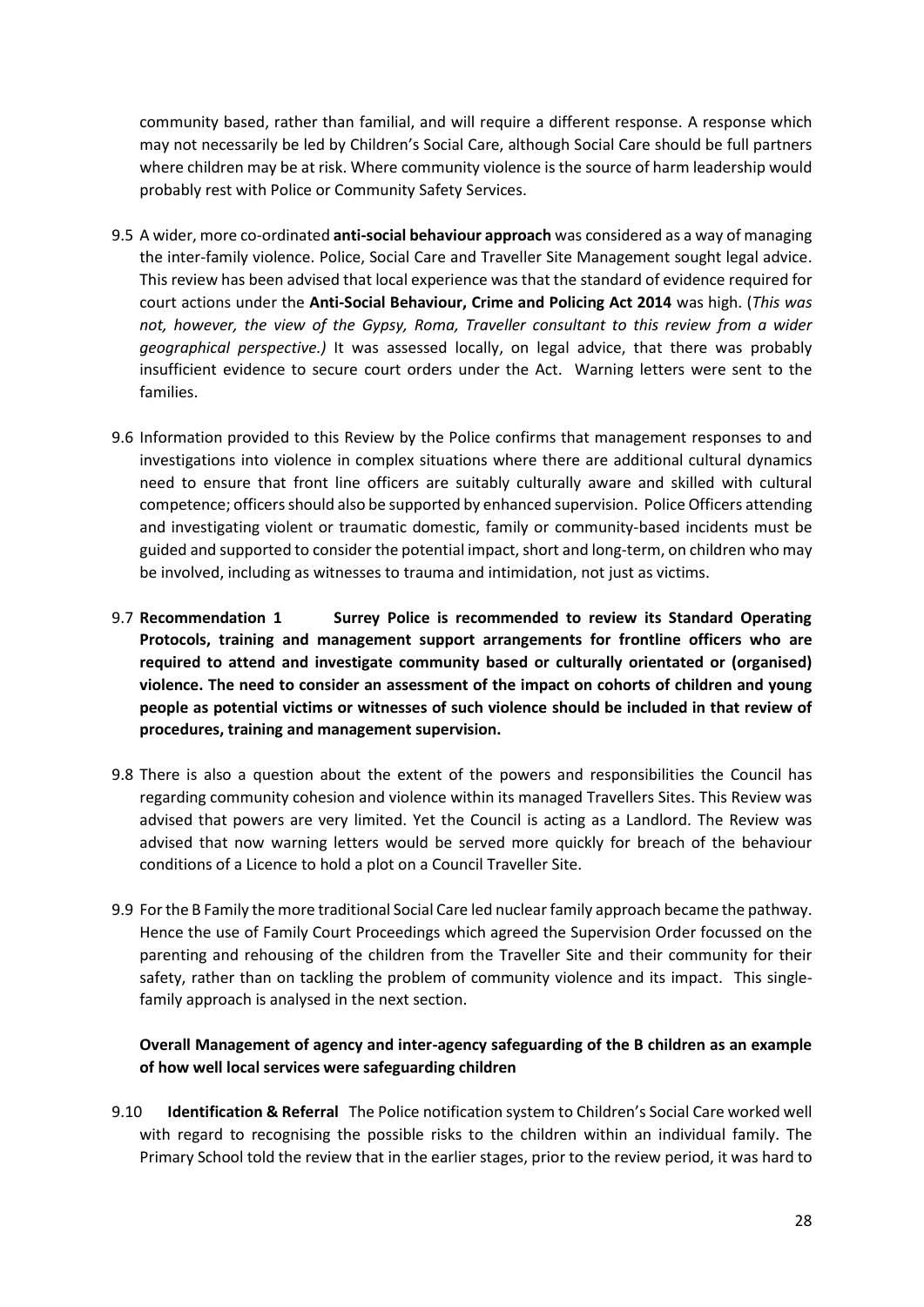community based, rather than familial, and will require a different response. A response which may not necessarily be led by Children's Social Care, although Social Care should be full partners where children may be at risk. Where community violence is the source of harm leadership would probably rest with Police or Community Safety Services.

9.5 A wider, more co-ordinated **anti-social behaviour approach** was considered as a way of managing the inter-family violence. Police, Social Care and Traveller Site Management sought legal advice. This review has been advised that local experience was that the standard of evidence required for court actions under the **Anti-Social Behaviour, Crime and Policing Act 2014** was high. (*This was not, however, the view of the Gypsy, Roma, Traveller consultant to this review from a wider geographical perspective.)* It was assessed locally, on legal advice, that there was probably insufficient evidence to secure court orders under the Act. Warning letters were sent to the families.

9.6 Information provided to this Review by the Police confirms that management responses to and investigations into violence in complex situations where there are additional cultural dynamics need to ensure that front line officers are suitably culturally aware and skilled with cultural competence; officers should also be supported by enhanced supervision. Police Officers attending and investigating violent or traumatic domestic, family or community-based incidents must be guided and supported to consider the potential impact, short and long-term, on children who may be involved, including as witnesses to trauma and intimidation, not just as victims.

9.7 **Recommendation 1 Surrey Police is recommended to review its Standard Operating Protocols, training and management support arrangements for frontline officers who are required to attend and investigate community based or culturally orientated or (organised) violence. The need to consider an assessment of the impact on cohorts of children and young people as potential victims or witnesses of such violence should be included in that review of procedures, training and management supervision.**

9.8 There is also a question about the extent of the powers and responsibilities the Council has regarding community cohesion and violence within its managed Travellers Sites. This Review was advised that powers are very limited. Yet the Council is acting as a Landlord. The Review was advised that now warning letters would be served more quickly for breach of the behaviour conditions of a Licence to hold a plot on a Council Traveller Site.

9.9 For the B Family the more traditional Social Care led nuclear family approach became the pathway. Hence the use of Family Court Proceedings which agreed the Supervision Order focussed on the parenting and rehousing of the children from the Traveller Site and their community for their safety, rather than on tackling the problem of community violence and its impact. This single-family approach is analysed in the next section.

**Overall Management of agency and inter-agency safeguarding of the B children as an example of how well local services were safeguarding children**

9.10 **Identification & Referral** The Police notification system to Children's Social Care worked well with regard to recognising the possible risks to the children within an individual family. The Primary School told the review that in the earlier stages, prior to the review period, it was hard to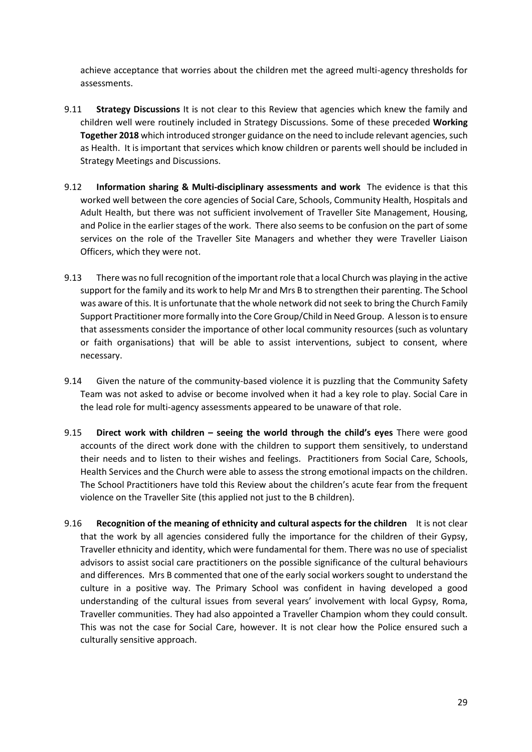achieve acceptance that worries about the children met the agreed multi-agency thresholds for assessments.

9.11 **Strategy Discussions** It is not clear to this Review that agencies which knew the family and children well were routinely included in Strategy Discussions. Some of these preceded **Working Together 2018** which introduced stronger guidance on the need to include relevant agencies, such as Health. It is important that services which know children or parents well should be included in Strategy Meetings and Discussions.

9.12 **Information sharing & Multi-disciplinary assessments and work** The evidence is that this worked well between the core agencies of Social Care, Schools, Community Health, Hospitals and Adult Health, but there was not sufficient involvement of Traveller Site Management, Housing, and Police in the earlier stages of the work. There also seems to be confusion on the part of some services on the role of the Traveller Site Managers and whether they were Traveller Liaison Officers, which they were not.

9.13 There was no full recognition of the important role that a local Church was playing in the active support for the family and its work to help Mr and Mrs B to strengthen their parenting. The School was aware of this. It is unfortunate that the whole network did not seek to bring the Church Family Support Practitioner more formally into the Core Group/Child in Need Group. A lesson is to ensure that assessments consider the importance of other local community resources (such as voluntary or faith organisations) that will be able to assist interventions, subject to consent, where necessary.

9.14 Given the nature of the community-based violence it is puzzling that the Community Safety Team was not asked to advise or become involved when it had a key role to play. Social Care in the lead role for multi-agency assessments appeared to be unaware of that role.

9.15 **Direct work with children – seeing the world through the child's eyes** There were good accounts of the direct work done with the children to support them sensitively, to understand their needs and to listen to their wishes and feelings. Practitioners from Social Care, Schools, Health Services and the Church were able to assess the strong emotional impacts on the children. The School Practitioners have told this Review about the children's acute fear from the frequent violence on the Traveller Site (this applied not just to the B children).

9.16 **Recognition of the meaning of ethnicity and cultural aspects for the children** It is not clear that the work by all agencies considered fully the importance for the children of their Gypsy, Traveller ethnicity and identity, which were fundamental for them. There was no use of specialist advisors to assist social care practitioners on the possible significance of the cultural behaviours and differences. Mrs B commented that one of the early social workers sought to understand the culture in a positive way. The Primary School was confident in having developed a good understanding of the cultural issues from several years' involvement with local Gypsy, Roma, Traveller communities. They had also appointed a Traveller Champion whom they could consult. This was not the case for Social Care, however. It is not clear how the Police ensured such a culturally sensitive approach.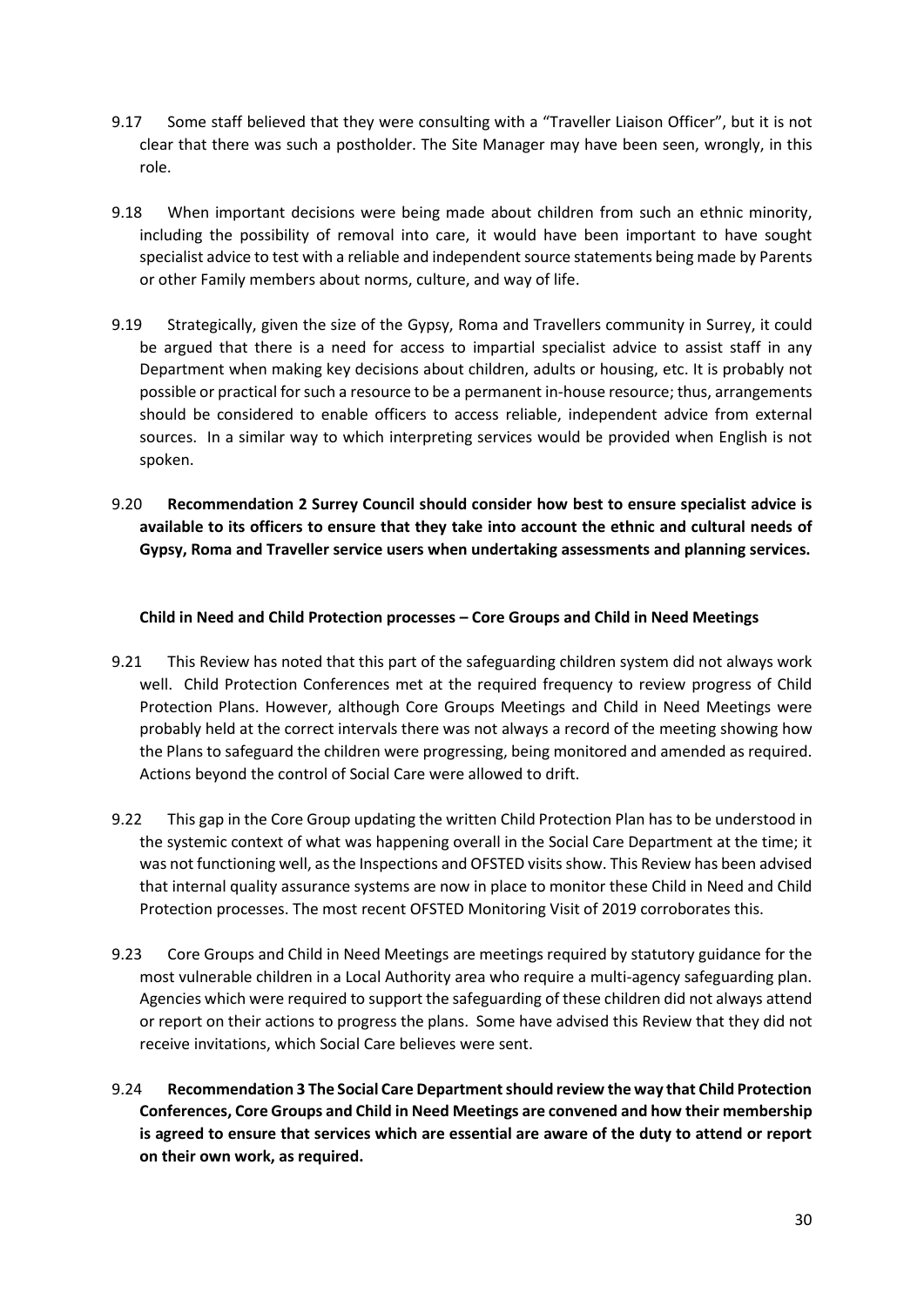9.17 Some staff believed that they were consulting with a "Traveller Liaison Officer", but it is not clear that there was such a postholder. The Site Manager may have been seen, wrongly, in this role.

9.18 When important decisions were being made about children from such an ethnic minority, including the possibility of removal into care, it would have been important to have sought specialist advice to test with a reliable and independent source statements being made by Parents or other Family members about norms, culture, and way of life.

9.19 Strategically, given the size of the Gypsy, Roma and Travellers community in Surrey, it could be argued that there is a need for access to impartial specialist advice to assist staff in any Department when making key decisions about children, adults or housing, etc. It is probably not possible or practical for such a resource to be a permanent in-house resource; thus, arrangements should be considered to enable officers to access reliable, independent advice from external sources. In a similar way to which interpreting services would be provided when English is not spoken.

9.20 **Recommendation 2 Surrey Council should consider how best to ensure specialist advice is available to its officers to ensure that they take into account the ethnic and cultural needs of Gypsy, Roma and Traveller service users when undertaking assessments and planning services.**

**Child in Need and Child Protection processes – Core Groups and Child in Need Meetings**

9.21 This Review has noted that this part of the safeguarding children system did not always work well. Child Protection Conferences met at the required frequency to review progress of Child Protection Plans. However, although Core Groups Meetings and Child in Need Meetings were probably held at the correct intervals there was not always a record of the meeting showing how the Plans to safeguard the children were progressing, being monitored and amended as required. Actions beyond the control of Social Care were allowed to drift.

9.22 This gap in the Core Group updating the written Child Protection Plan has to be understood in the systemic context of what was happening overall in the Social Care Department at the time; it was not functioning well, as the Inspections and OFSTED visits show. This Review has been advised that internal quality assurance systems are now in place to monitor these Child in Need and Child Protection processes. The most recent OFSTED Monitoring Visit of 2019 corroborates this.

9.23 Core Groups and Child in Need Meetings are meetings required by statutory guidance for the most vulnerable children in a Local Authority area who require a multi-agency safeguarding plan. Agencies which were required to support the safeguarding of these children did not always attend or report on their actions to progress the plans. Some have advised this Review that they did not receive invitations, which Social Care believes were sent.

9.24 **Recommendation 3 The Social Care Department should review the way that Child Protection Conferences, Core Groups and Child in Need Meetings are convened and how their membership is agreed to ensure that services which are essential are aware of the duty to attend or report on their own work, as required.**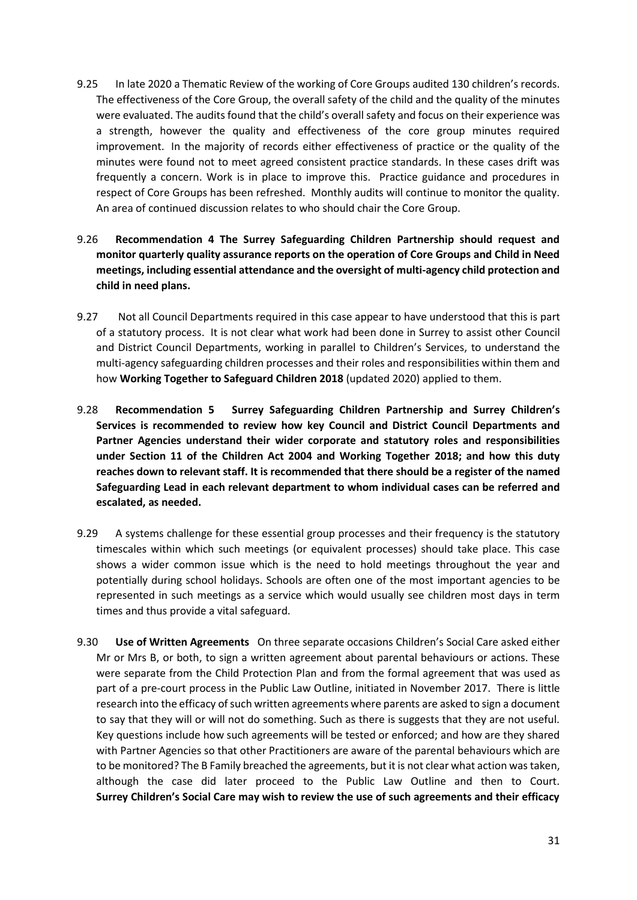9.25 In late 2020 a Thematic Review of the working of Core Groups audited 130 children's records. The effectiveness of the Core Group, the overall safety of the child and the quality of the minutes were evaluated. The audits found that the child's overall safety and focus on their experience was a strength, however the quality and effectiveness of the core group minutes required improvement. In the majority of records either effectiveness of practice or the quality of the minutes were found not to meet agreed consistent practice standards. In these cases drift was frequently a concern. Work is in place to improve this. Practice guidance and procedures in respect of Core Groups has been refreshed. Monthly audits will continue to monitor the quality. An area of continued discussion relates to who should chair the Core Group.

9.26 **Recommendation 4 The Surrey Safeguarding Children Partnership should request and monitor quarterly quality assurance reports on the operation of Core Groups and Child in Need meetings, including essential attendance and the oversight of multi-agency child protection and child in need plans.**

9.27 Not all Council Departments required in this case appear to have understood that this is part of a statutory process. It is not clear what work had been done in Surrey to assist other Council and District Council Departments, working in parallel to Children's Services, to understand the multi-agency safeguarding children processes and their roles and responsibilities within them and how **Working Together to Safeguard Children 2018** (updated 2020) applied to them.

9.28 **Recommendation 5 Surrey Safeguarding Children Partnership and Surrey Children's Services is recommended to review how key Council and District Council Departments and Partner Agencies understand their wider corporate and statutory roles and responsibilities under Section 11 of the Children Act 2004 and Working Together 2018; and how this duty reaches down to relevant staff. It is recommended that there should be a register of the named Safeguarding Lead in each relevant department to whom individual cases can be referred and escalated, as needed.**

9.29 A systems challenge for these essential group processes and their frequency is the statutory timescales within which such meetings (or equivalent processes) should take place. This case shows a wider common issue which is the need to hold meetings throughout the year and potentially during school holidays. Schools are often one of the most important agencies to be represented in such meetings as a service which would usually see children most days in term times and thus provide a vital safeguard.

9.30 **Use of Written Agreements** On three separate occasions Children's Social Care asked either Mr or Mrs B, or both, to sign a written agreement about parental behaviours or actions. These were separate from the Child Protection Plan and from the formal agreement that was used as part of a pre-court process in the Public Law Outline, initiated in November 2017. There is little research into the efficacy of such written agreements where parents are asked to sign a document to say that they will or will not do something. Such as there is suggests that they are not useful. Key questions include how such agreements will be tested or enforced; and how are they shared with Partner Agencies so that other Practitioners are aware of the parental behaviours which are to be monitored? The B Family breached the agreements, but it is not clear what action was taken, although the case did later proceed to the Public Law Outline and then to Court. **Surrey Children's Social Care may wish to review the use of such agreements and their efficacy**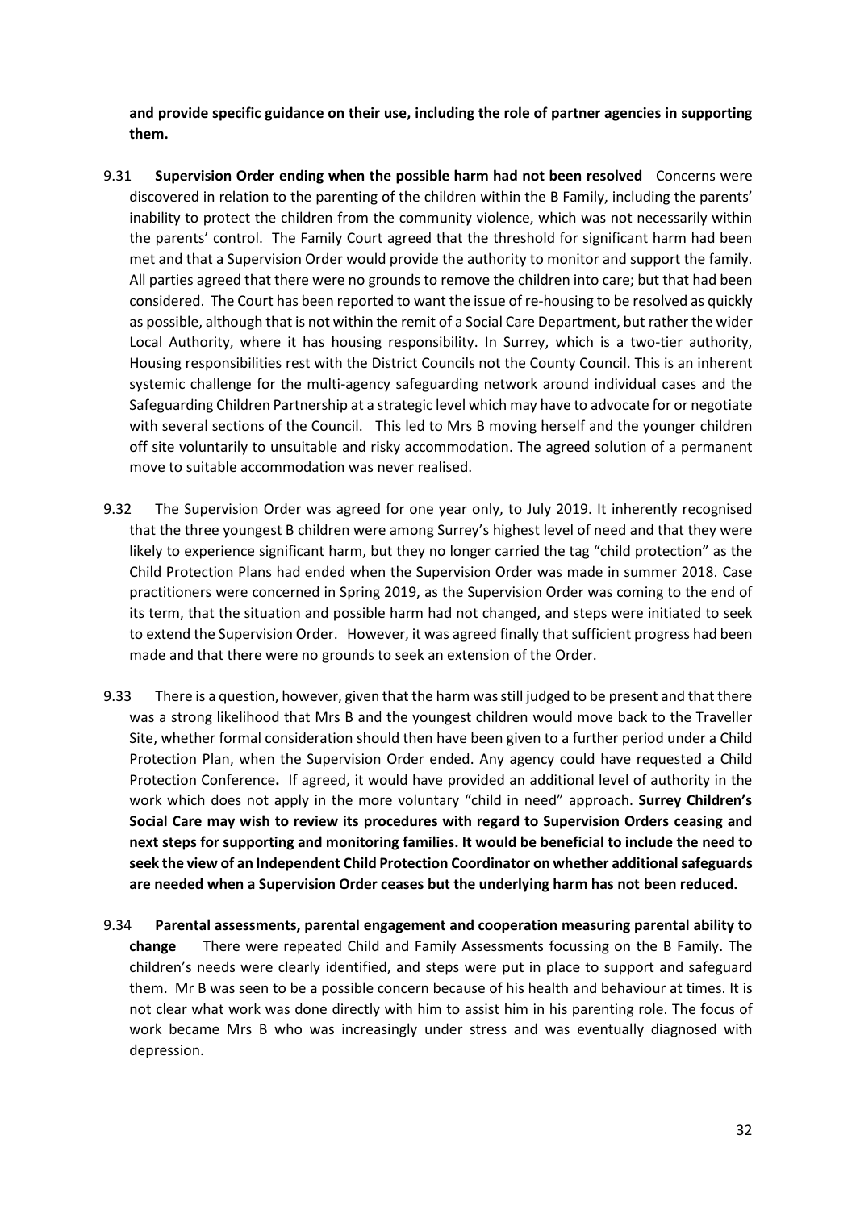**and provide specific guidance on their use, including the role of partner agencies in supporting them.**

9.31 **Supervision Order ending when the possible harm had not been resolved** Concerns were discovered in relation to the parenting of the children within the B Family, including the parents' inability to protect the children from the community violence, which was not necessarily within the parents' control. The Family Court agreed that the threshold for significant harm had been met and that a Supervision Order would provide the authority to monitor and support the family. All parties agreed that there were no grounds to remove the children into care; but that had been considered. The Court has been reported to want the issue of re-housing to be resolved as quickly as possible, although that is not within the remit of a Social Care Department, but rather the wider Local Authority, where it has housing responsibility. In Surrey, which is a two-tier authority, Housing responsibilities rest with the District Councils not the County Council. This is an inherent systemic challenge for the multi-agency safeguarding network around individual cases and the Safeguarding Children Partnership at a strategic level which may have to advocate for or negotiate with several sections of the Council. This led to Mrs B moving herself and the younger children off site voluntarily to unsuitable and risky accommodation. The agreed solution of a permanent move to suitable accommodation was never realised.

9.32 The Supervision Order was agreed for one year only, to July 2019. It inherently recognised that the three youngest B children were among Surrey's highest level of need and that they were likely to experience significant harm, but they no longer carried the tag "child protection" as the Child Protection Plans had ended when the Supervision Order was made in summer 2018. Case practitioners were concerned in Spring 2019, as the Supervision Order was coming to the end of its term, that the situation and possible harm had not changed, and steps were initiated to seek to extend the Supervision Order. However, it was agreed finally that sufficient progress had been made and that there were no grounds to seek an extension of the Order.

9.33 There is a question, however, given that the harm was still judged to be present and that there was a strong likelihood that Mrs B and the youngest children would move back to the Traveller Site, whether formal consideration should then have been given to a further period under a Child Protection Plan, when the Supervision Order ended. Any agency could have requested a Child Protection Conference**.** If agreed, it would have provided an additional level of authority in the work which does not apply in the more voluntary "child in need" approach. **Surrey Children's Social Care may wish to review its procedures with regard to Supervision Orders ceasing and next steps for supporting and monitoring families. It would be beneficial to include the need to seek the view of an Independent Child Protection Coordinator on whether additional safeguards are needed when a Supervision Order ceases but the underlying harm has not been reduced.**

9.34 **Parental assessments, parental engagement and cooperation measuring parental ability to change** There were repeated Child and Family Assessments focussing on the B Family. The children's needs were clearly identified, and steps were put in place to support and safeguard them. Mr B was seen to be a possible concern because of his health and behaviour at times. It is not clear what work was done directly with him to assist him in his parenting role. The focus of work became Mrs B who was increasingly under stress and was eventually diagnosed with depression.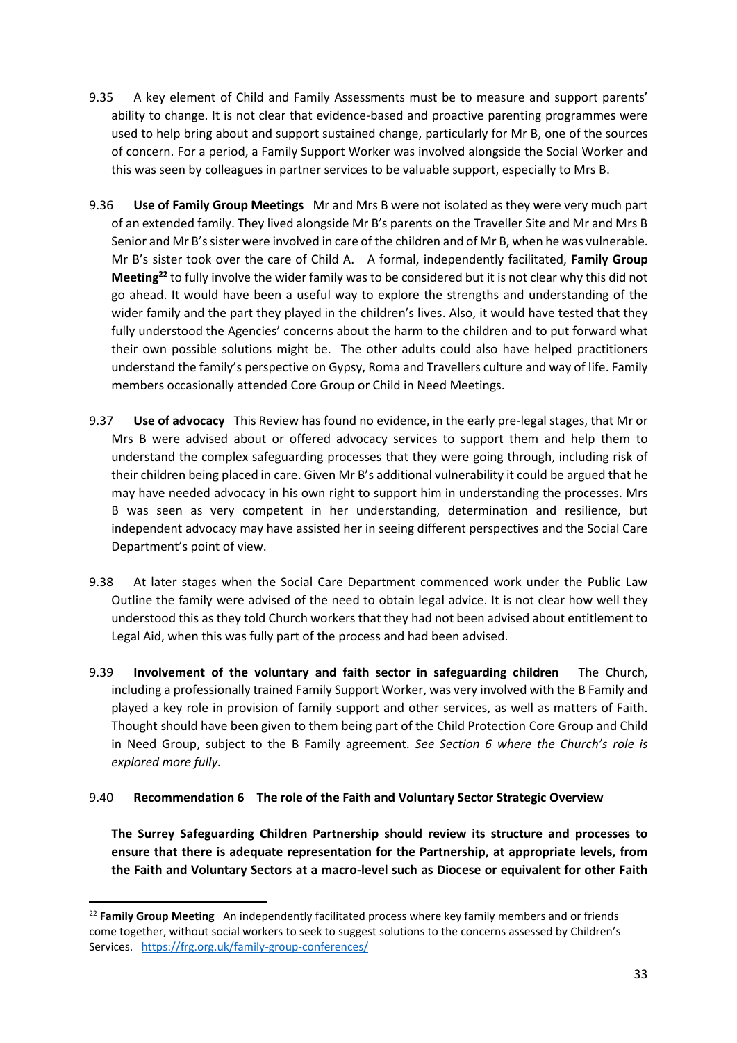9.35 A key element of Child and Family Assessments must be to measure and support parents' ability to change. It is not clear that evidence-based and proactive parenting programmes were used to help bring about and support sustained change, particularly for Mr B, one of the sources of concern. For a period, a Family Support Worker was involved alongside the Social Worker and this was seen by colleagues in partner services to be valuable support, especially to Mrs B.

9.36 **Use of Family Group Meetings** Mr and Mrs B were not isolated as they were very much part of an extended family. They lived alongside Mr B's parents on the Traveller Site and Mr and Mrs B Senior and Mr B's sister were involved in care of the children and of Mr B, when he was vulnerable. Mr B's sister took over the care of Child A. A formal, independently facilitated, **Family Group Meeting**[22] to fully involve the wider family was to be considered but it is not clear why this did not go ahead. It would have been a useful way to explore the strengths and understanding of the wider family and the part they played in the children's lives. Also, it would have tested that they fully understood the Agencies' concerns about the harm to the children and to put forward what their own possible solutions might be. The other adults could also have helped practitioners understand the family's perspective on Gypsy, Roma and Travellers culture and way of life. Family members occasionally attended Core Group or Child in Need Meetings.

9.37 **Use of advocacy** This Review has found no evidence, in the early pre-legal stages, that Mr or Mrs B were advised about or offered advocacy services to support them and help them to understand the complex safeguarding processes that they were going through, including risk of their children being placed in care. Given Mr B's additional vulnerability it could be argued that he may have needed advocacy in his own right to support him in understanding the processes. Mrs B was seen as very competent in her understanding, determination and resilience, but independent advocacy may have assisted her in seeing different perspectives and the Social Care Department's point of view.

9.38 At later stages when the Social Care Department commenced work under the Public Law Outline the family were advised of the need to obtain legal advice. It is not clear how well they understood this as they told Church workers that they had not been advised about entitlement to Legal Aid, when this was fully part of the process and had been advised.

9.39 **Involvement of the voluntary and faith sector in safeguarding children** The Church, including a professionally trained Family Support Worker, was very involved with the B Family and played a key role in provision of family support and other services, as well as matters of Faith. Thought should have been given to them being part of the Child Protection Core Group and Child in Need Group, subject to the B Family agreement. *See Section 6 where the Church's role is explored more fully.*

9.40 **Recommendation 6 The role of the Faith and Voluntary Sector Strategic Overview**

**The Surrey Safeguarding Children Partnership should review its structure and processes to ensure that there is adequate representation for the Partnership, at appropriate levels, from the Faith and Voluntary Sectors at a macro-level such as Diocese or equivalent for other Faith**

---

[22] **Family Group Meeting** An independently facilitated process where key family members and or friends come together, without social workers to seek to suggest solutions to the concerns assessed by Children's Services. https://frg.org.uk/family-group-conferences/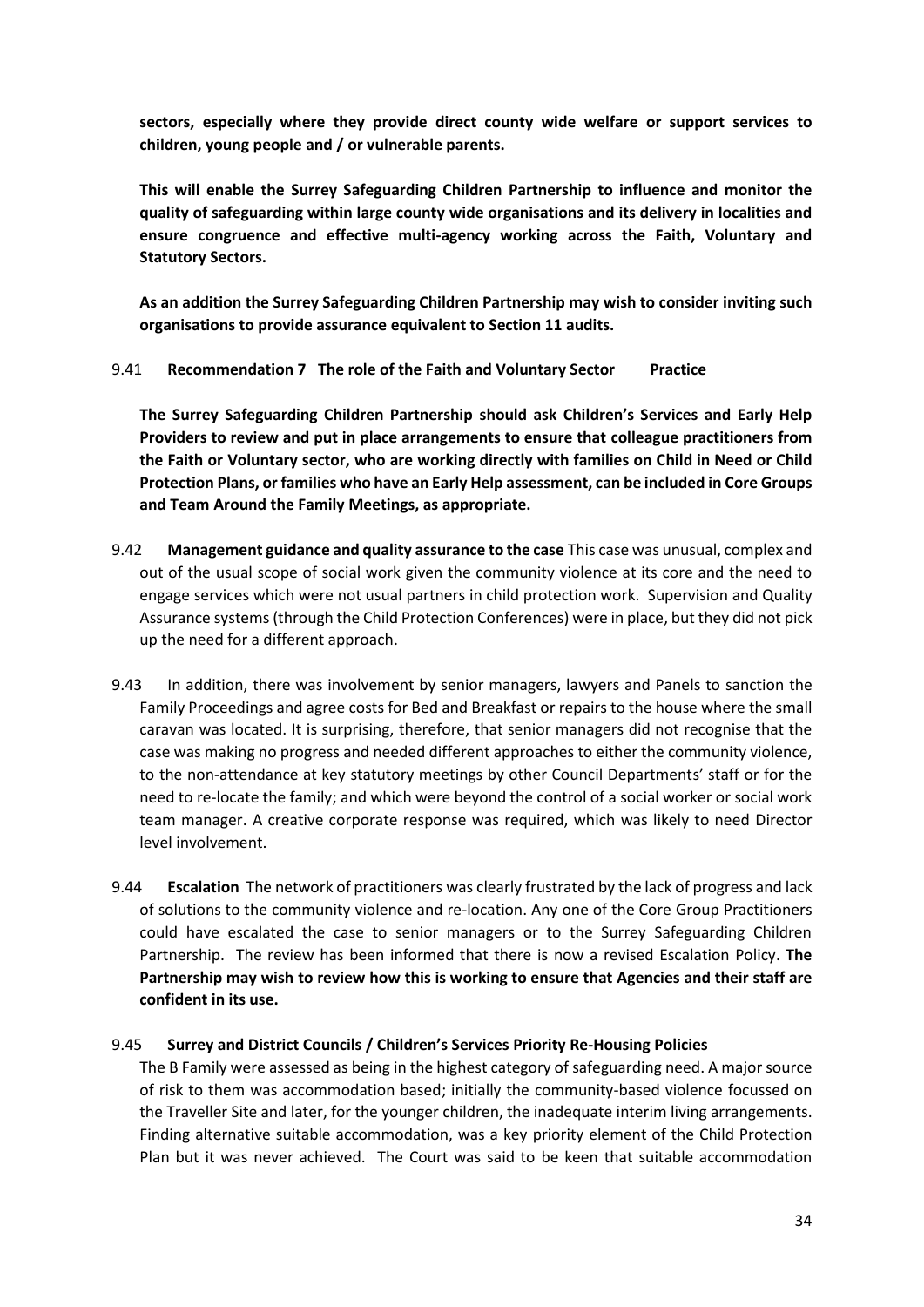**sectors, especially where they provide direct county wide welfare or support services to children, young people and / or vulnerable parents.**

**This will enable the Surrey Safeguarding Children Partnership to influence and monitor the quality of safeguarding within large county wide organisations and its delivery in localities and ensure congruence and effective multi-agency working across the Faith, Voluntary and Statutory Sectors.**

**As an addition the Surrey Safeguarding Children Partnership may wish to consider inviting such organisations to provide assurance equivalent to Section 11 audits.**

9.41 **Recommendation 7 The role of the Faith and Voluntary Sector Practice**

**The Surrey Safeguarding Children Partnership should ask Children's Services and Early Help Providers to review and put in place arrangements to ensure that colleague practitioners from the Faith or Voluntary sector, who are working directly with families on Child in Need or Child Protection Plans, or families who have an Early Help assessment, can be included in Core Groups and Team Around the Family Meetings, as appropriate.**

9.42 **Management guidance and quality assurance to the case** This case was unusual, complex and out of the usual scope of social work given the community violence at its core and the need to engage services which were not usual partners in child protection work. Supervision and Quality Assurance systems (through the Child Protection Conferences) were in place, but they did not pick up the need for a different approach.

9.43 In addition, there was involvement by senior managers, lawyers and Panels to sanction the Family Proceedings and agree costs for Bed and Breakfast or repairs to the house where the small caravan was located. It is surprising, therefore, that senior managers did not recognise that the case was making no progress and needed different approaches to either the community violence, to the non-attendance at key statutory meetings by other Council Departments' staff or for the need to re-locate the family; and which were beyond the control of a social worker or social work team manager. A creative corporate response was required, which was likely to need Director level involvement.

9.44 **Escalation** The network of practitioners was clearly frustrated by the lack of progress and lack of solutions to the community violence and re-location. Any one of the Core Group Practitioners could have escalated the case to senior managers or to the Surrey Safeguarding Children Partnership. The review has been informed that there is now a revised Escalation Policy. **The Partnership may wish to review how this is working to ensure that Agencies and their staff are confident in its use.**

9.45 **Surrey and District Councils / Children's Services Priority Re-Housing Policies**

The B Family were assessed as being in the highest category of safeguarding need. A major source of risk to them was accommodation based; initially the community-based violence focussed on the Traveller Site and later, for the younger children, the inadequate interim living arrangements. Finding alternative suitable accommodation, was a key priority element of the Child Protection Plan but it was never achieved. The Court was said to be keen that suitable accommodation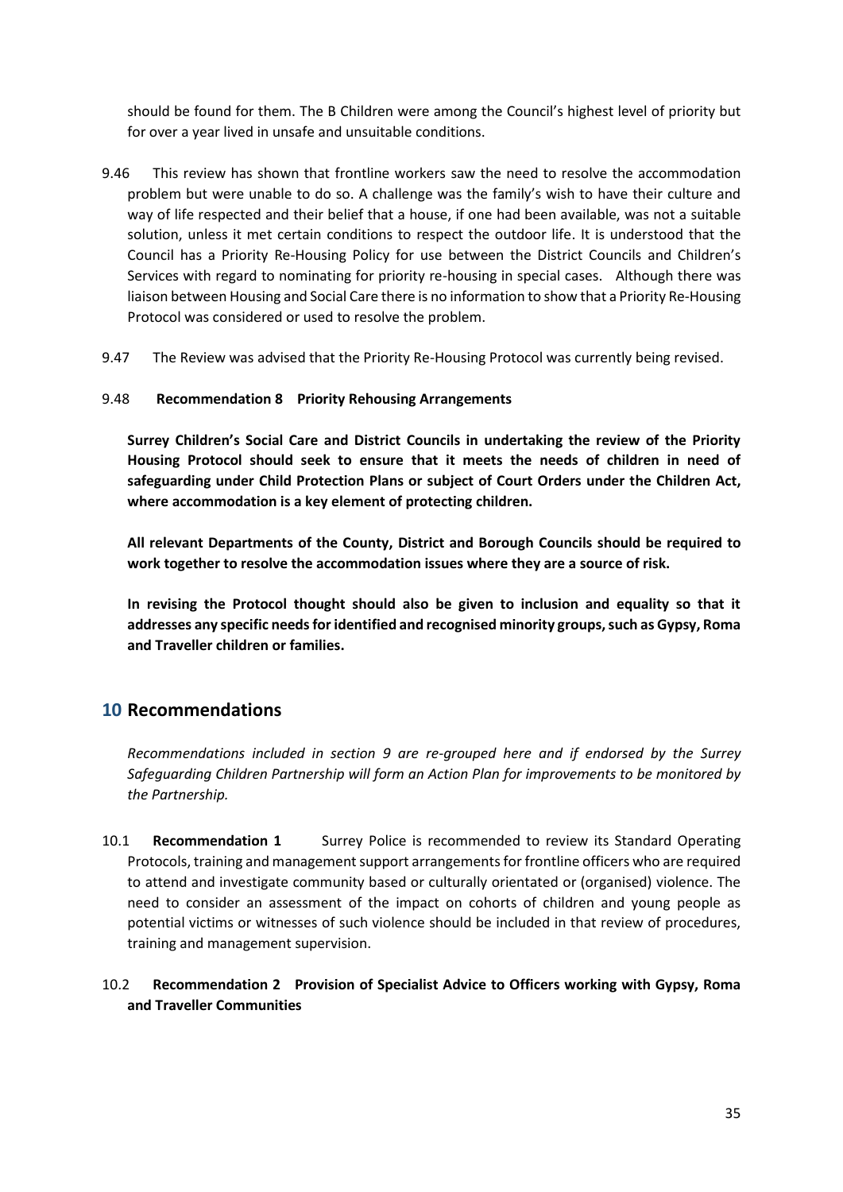should be found for them. The B Children were among the Council's highest level of priority but for over a year lived in unsafe and unsuitable conditions.

9.46 This review has shown that frontline workers saw the need to resolve the accommodation problem but were unable to do so. A challenge was the family's wish to have their culture and way of life respected and their belief that a house, if one had been available, was not a suitable solution, unless it met certain conditions to respect the outdoor life. It is understood that the Council has a Priority Re-Housing Policy for use between the District Councils and Children's Services with regard to nominating for priority re-housing in special cases. Although there was liaison between Housing and Social Care there is no information to show that a Priority Re-Housing Protocol was considered or used to resolve the problem.

9.47 The Review was advised that the Priority Re-Housing Protocol was currently being revised.

9.48 **Recommendation 8 Priority Rehousing Arrangements**

**Surrey Children's Social Care and District Councils in undertaking the review of the Priority Housing Protocol should seek to ensure that it meets the needs of children in need of safeguarding under Child Protection Plans or subject of Court Orders under the Children Act, where accommodation is a key element of protecting children.**

**All relevant Departments of the County, District and Borough Councils should be required to work together to resolve the accommodation issues where they are a source of risk.**

**In revising the Protocol thought should also be given to inclusion and equality so that it addresses any specific needs for identified and recognised minority groups, such as Gypsy, Roma and Traveller children or families.**

## 10 Recommendations

*Recommendations included in section 9 are re-grouped here and if endorsed by the Surrey Safeguarding Children Partnership will form an Action Plan for improvements to be monitored by the Partnership.*

10.1 **Recommendation 1** Surrey Police is recommended to review its Standard Operating Protocols, training and management support arrangements for frontline officers who are required to attend and investigate community based or culturally orientated or (organised) violence. The need to consider an assessment of the impact on cohorts of children and young people as potential victims or witnesses of such violence should be included in that review of procedures, training and management supervision.

10.2 **Recommendation 2 Provision of Specialist Advice to Officers working with Gypsy, Roma and Traveller Communities**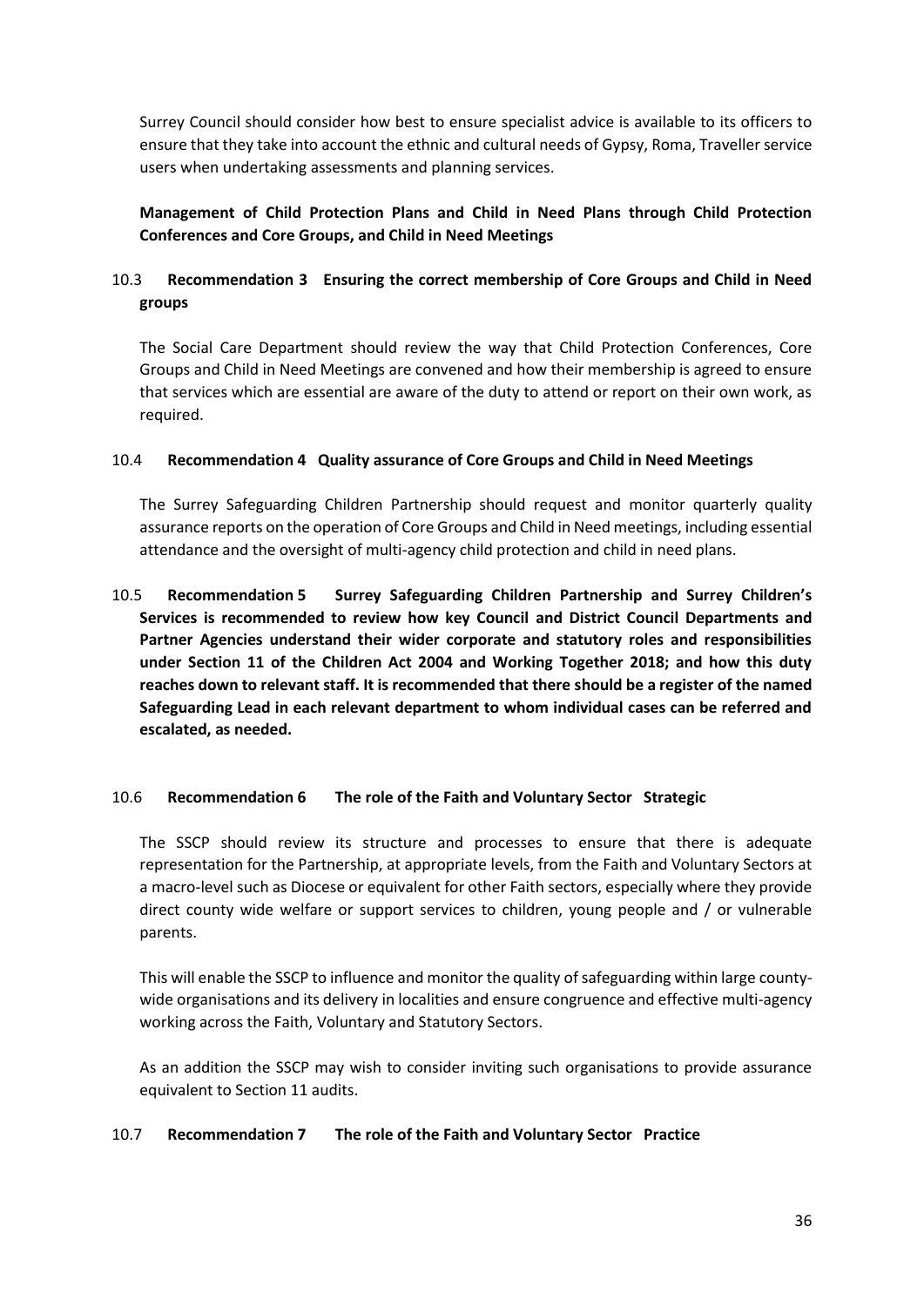Surrey Council should consider how best to ensure specialist advice is available to its officers to ensure that they take into account the ethnic and cultural needs of Gypsy, Roma, Traveller service users when undertaking assessments and planning services.

**Management of Child Protection Plans and Child in Need Plans through Child Protection Conferences and Core Groups, and Child in Need Meetings**

10.3 **Recommendation 3 Ensuring the correct membership of Core Groups and Child in Need groups**

The Social Care Department should review the way that Child Protection Conferences, Core Groups and Child in Need Meetings are convened and how their membership is agreed to ensure that services which are essential are aware of the duty to attend or report on their own work, as required.

10.4 **Recommendation 4 Quality assurance of Core Groups and Child in Need Meetings**

The Surrey Safeguarding Children Partnership should request and monitor quarterly quality assurance reports on the operation of Core Groups and Child in Need meetings, including essential attendance and the oversight of multi-agency child protection and child in need plans.

10.5 **Recommendation 5 Surrey Safeguarding Children Partnership and Surrey Children's Services is recommended to review how key Council and District Council Departments and Partner Agencies understand their wider corporate and statutory roles and responsibilities under Section 11 of the Children Act 2004 and Working Together 2018; and how this duty reaches down to relevant staff. It is recommended that there should be a register of the named Safeguarding Lead in each relevant department to whom individual cases can be referred and escalated, as needed.**

10.6 **Recommendation 6 The role of the Faith and Voluntary Sector Strategic**

The SSCP should review its structure and processes to ensure that there is adequate representation for the Partnership, at appropriate levels, from the Faith and Voluntary Sectors at a macro-level such as Diocese or equivalent for other Faith sectors, especially where they provide direct county wide welfare or support services to children, young people and / or vulnerable parents.

This will enable the SSCP to influence and monitor the quality of safeguarding within large county-wide organisations and its delivery in localities and ensure congruence and effective multi-agency working across the Faith, Voluntary and Statutory Sectors.

As an addition the SSCP may wish to consider inviting such organisations to provide assurance equivalent to Section 11 audits.

10.7 **Recommendation 7 The role of the Faith and Voluntary Sector Practice**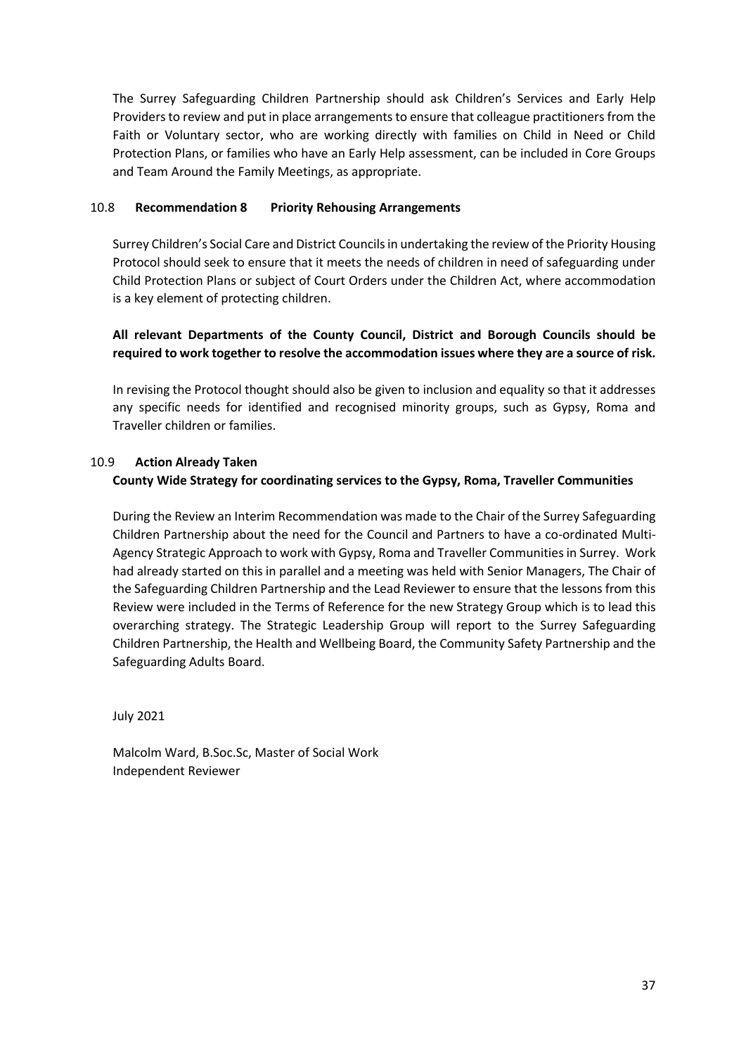The Surrey Safeguarding Children Partnership should ask Children's Services and Early Help Providers to review and put in place arrangements to ensure that colleague practitioners from the Faith or Voluntary sector, who are working directly with families on Child in Need or Child Protection Plans, or families who have an Early Help assessment, can be included in Core Groups and Team Around the Family Meetings, as appropriate.

### 10.8 **Recommendation 8 Priority Rehousing Arrangements**

Surrey Children's Social Care and District Councils in undertaking the review of the Priority Housing Protocol should seek to ensure that it meets the needs of children in need of safeguarding under Child Protection Plans or subject of Court Orders under the Children Act, where accommodation is a key element of protecting children.

**All relevant Departments of the County Council, District and Borough Councils should be required to work together to resolve the accommodation issues where they are a source of risk.**

In revising the Protocol thought should also be given to inclusion and equality so that it addresses any specific needs for identified and recognised minority groups, such as Gypsy, Roma and Traveller children or families.

### 10.9 **Action Already Taken**

**County Wide Strategy for coordinating services to the Gypsy, Roma, Traveller Communities**

During the Review an Interim Recommendation was made to the Chair of the Surrey Safeguarding Children Partnership about the need for the Council and Partners to have a co-ordinated Multi-Agency Strategic Approach to work with Gypsy, Roma and Traveller Communities in Surrey. Work had already started on this in parallel and a meeting was held with Senior Managers, The Chair of the Safeguarding Children Partnership and the Lead Reviewer to ensure that the lessons from this Review were included in the Terms of Reference for the new Strategy Group which is to lead this overarching strategy. The Strategic Leadership Group will report to the Surrey Safeguarding Children Partnership, the Health and Wellbeing Board, the Community Safety Partnership and the Safeguarding Adults Board.

July 2021

Malcolm Ward, B.Soc.Sc, Master of Social Work
Independent Reviewer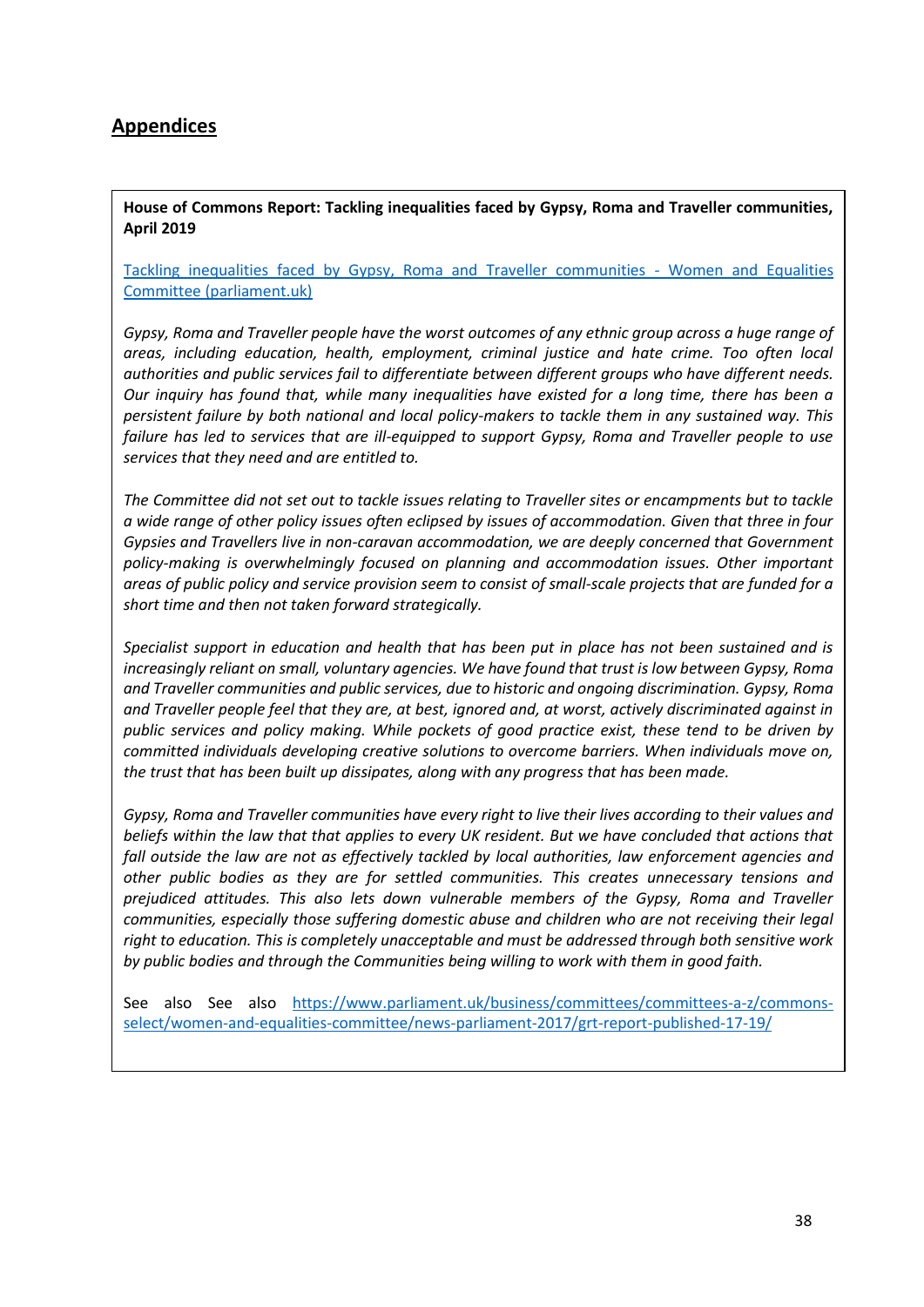## Appendices

**House of Commons Report: Tackling inequalities faced by Gypsy, Roma and Traveller communities, April 2019**

[Tackling inequalities faced by Gypsy, Roma and Traveller communities - Women and Equalities Committee (parliament.uk)](https://www.parliament.uk)

*Gypsy, Roma and Traveller people have the worst outcomes of any ethnic group across a huge range of areas, including education, health, employment, criminal justice and hate crime. Too often local authorities and public services fail to differentiate between different groups who have different needs. Our inquiry has found that, while many inequalities have existed for a long time, there has been a persistent failure by both national and local policy-makers to tackle them in any sustained way. This failure has led to services that are ill-equipped to support Gypsy, Roma and Traveller people to use services that they need and are entitled to.*

*The Committee did not set out to tackle issues relating to Traveller sites or encampments but to tackle a wide range of other policy issues often eclipsed by issues of accommodation. Given that three in four Gypsies and Travellers live in non-caravan accommodation, we are deeply concerned that Government policy-making is overwhelmingly focused on planning and accommodation issues. Other important areas of public policy and service provision seem to consist of small-scale projects that are funded for a short time and then not taken forward strategically.*

*Specialist support in education and health that has been put in place has not been sustained and is increasingly reliant on small, voluntary agencies. We have found that trust is low between Gypsy, Roma and Traveller communities and public services, due to historic and ongoing discrimination. Gypsy, Roma and Traveller people feel that they are, at best, ignored and, at worst, actively discriminated against in public services and policy making. While pockets of good practice exist, these tend to be driven by committed individuals developing creative solutions to overcome barriers. When individuals move on, the trust that has been built up dissipates, along with any progress that has been made.*

*Gypsy, Roma and Traveller communities have every right to live their lives according to their values and beliefs within the law that that applies to every UK resident. But we have concluded that actions that fall outside the law are not as effectively tackled by local authorities, law enforcement agencies and other public bodies as they are for settled communities. This creates unnecessary tensions and prejudiced attitudes. This also lets down vulnerable members of the Gypsy, Roma and Traveller communities, especially those suffering domestic abuse and children who are not receiving their legal right to education. This is completely unacceptable and must be addressed through both sensitive work by public bodies and through the Communities being willing to work with them in good faith.*

See also See also [https://www.parliament.uk/business/committees/committees-a-z/commons-select/women-and-equalities-committee/news-parliament-2017/grt-report-published-17-19/](https://www.parliament.uk/business/committees/committees-a-z/commons-select/women-and-equalities-committee/news-parliament-2017/grt-report-published-17-19/)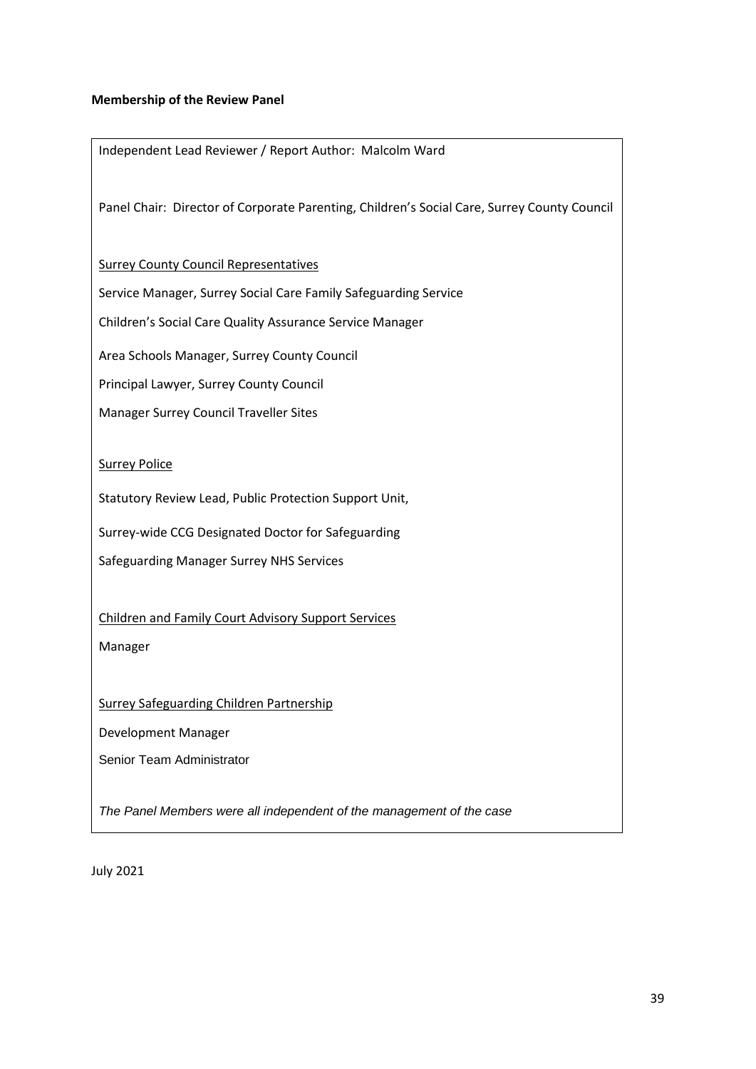**Membership of the Review Panel**

Independent Lead Reviewer / Report Author: Malcolm Ward

Panel Chair: Director of Corporate Parenting, Children's Social Care, Surrey County Council

Surrey County Council Representatives

Service Manager, Surrey Social Care Family Safeguarding Service

Children's Social Care Quality Assurance Service Manager

Area Schools Manager, Surrey County Council

Principal Lawyer, Surrey County Council

Manager Surrey Council Traveller Sites

Surrey Police

Statutory Review Lead, Public Protection Support Unit,

Surrey-wide CCG Designated Doctor for Safeguarding

Safeguarding Manager Surrey NHS Services

Children and Family Court Advisory Support Services

Manager

Surrey Safeguarding Children Partnership

Development Manager

Senior Team Administrator

*The Panel Members were all independent of the management of the case*

July 2021